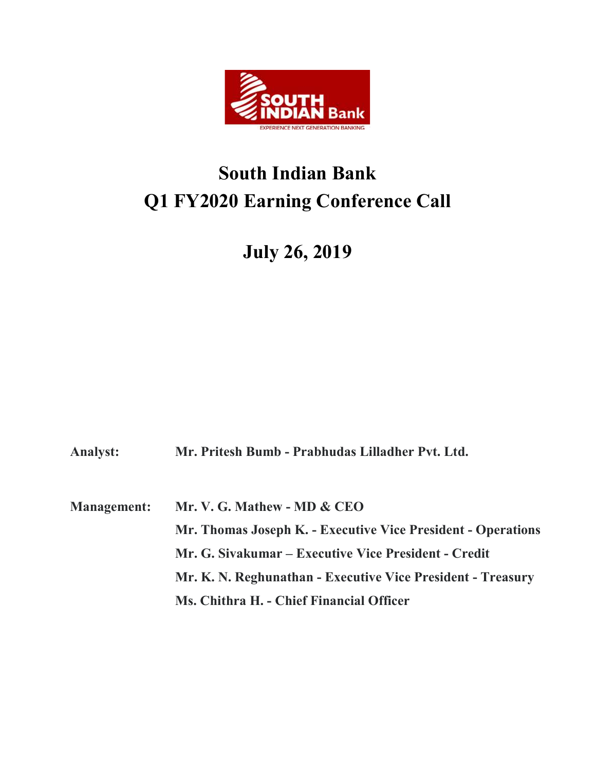# South Indian Bank
# Q1 FY2020 Earning Conference Call

## July 26, 2019

**Analyst:** **Mr. Pritesh Bumb - Prabhudas Lilladher Pvt. Ltd.**

**Management:** **Mr. V. G. Mathew - MD & CEO**

**Mr. Thomas Joseph K. - Executive Vice President - Operations**

**Mr. G. Sivakumar – Executive Vice President - Credit**

**Mr. K. N. Reghunathan - Executive Vice President - Treasury**

**Ms. Chithra H. - Chief Financial Officer**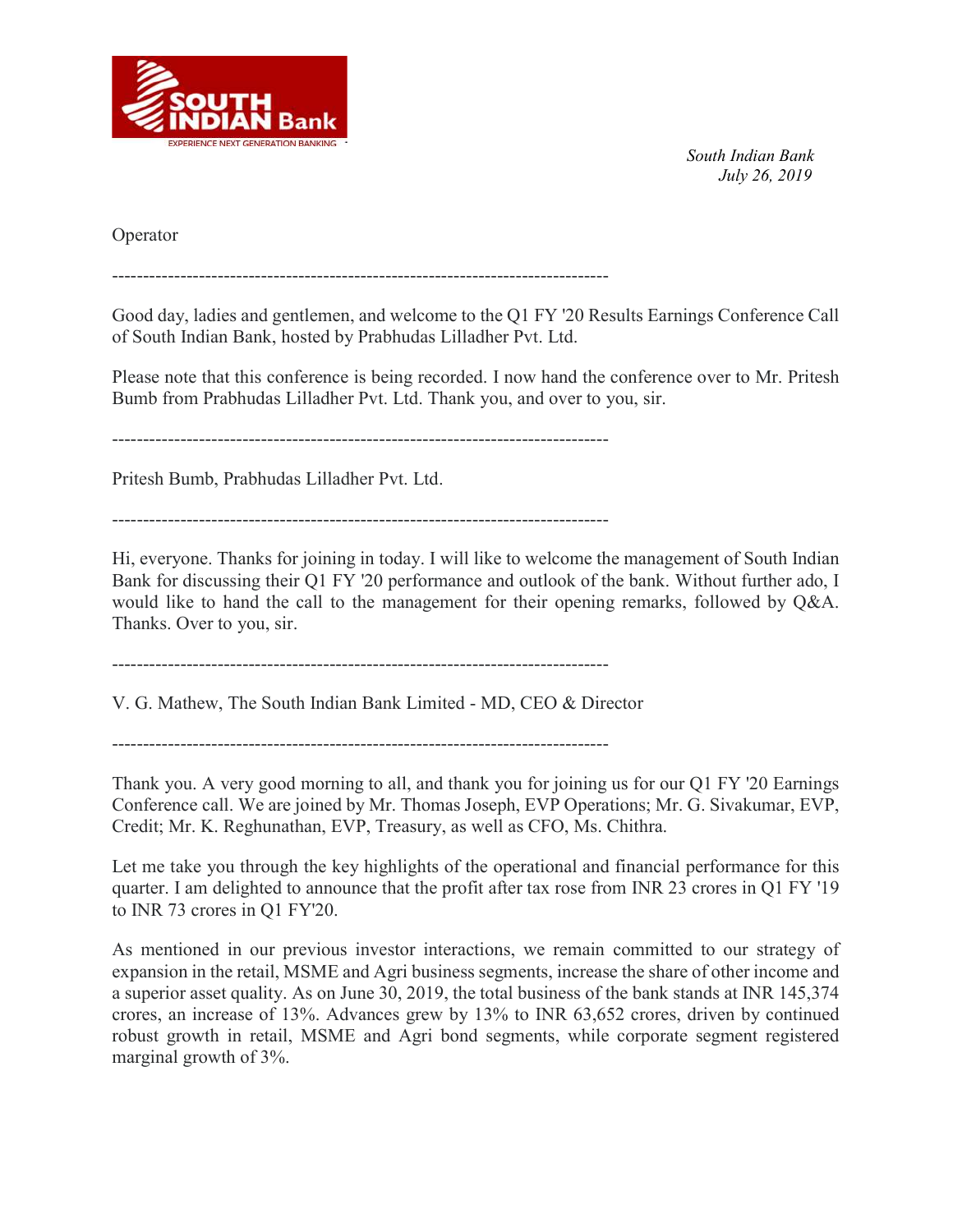South Indian Bank
July 26, 2019

Operator

--------------------------------------------------------------------------------

Good day, ladies and gentlemen, and welcome to the Q1 FY '20 Results Earnings Conference Call of South Indian Bank, hosted by Prabhudas Lilladher Pvt. Ltd.

Please note that this conference is being recorded. I now hand the conference over to Mr. Pritesh Bumb from Prabhudas Lilladher Pvt. Ltd. Thank you, and over to you, sir.

--------------------------------------------------------------------------------

Pritesh Bumb, Prabhudas Lilladher Pvt. Ltd.

--------------------------------------------------------------------------------

Hi, everyone. Thanks for joining in today. I will like to welcome the management of South Indian Bank for discussing their Q1 FY '20 performance and outlook of the bank. Without further ado, I would like to hand the call to the management for their opening remarks, followed by Q&A. Thanks. Over to you, sir.

--------------------------------------------------------------------------------

V. G. Mathew, The South Indian Bank Limited - MD, CEO & Director

--------------------------------------------------------------------------------

Thank you. A very good morning to all, and thank you for joining us for our Q1 FY '20 Earnings Conference call. We are joined by Mr. Thomas Joseph, EVP Operations; Mr. G. Sivakumar, EVP, Credit; Mr. K. Reghunathan, EVP, Treasury, as well as CFO, Ms. Chithra.

Let me take you through the key highlights of the operational and financial performance for this quarter. I am delighted to announce that the profit after tax rose from INR 23 crores in Q1 FY '19 to INR 73 crores in Q1 FY'20.

As mentioned in our previous investor interactions, we remain committed to our strategy of expansion in the retail, MSME and Agri business segments, increase the share of other income and a superior asset quality. As on June 30, 2019, the total business of the bank stands at INR 145,374 crores, an increase of 13%. Advances grew by 13% to INR 63,652 crores, driven by continued robust growth in retail, MSME and Agri bond segments, while corporate segment registered marginal growth of 3%.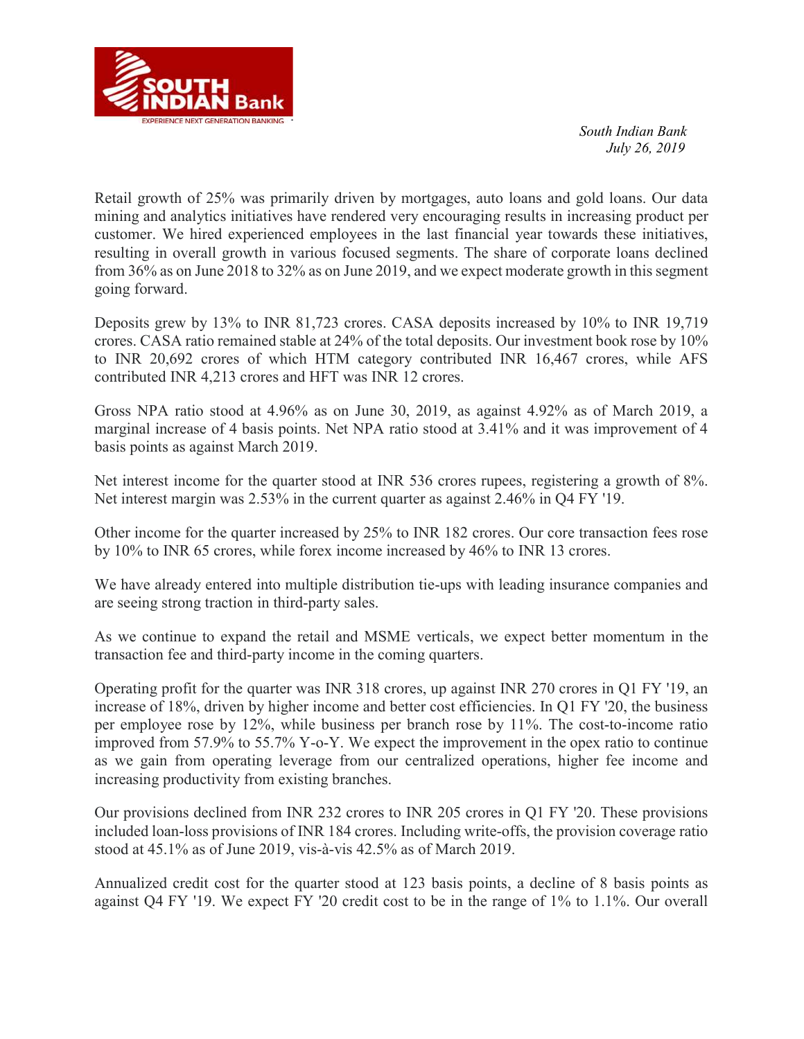Retail growth of 25% was primarily driven by mortgages, auto loans and gold loans. Our data mining and analytics initiatives have rendered very encouraging results in increasing product per customer. We hired experienced employees in the last financial year towards these initiatives, resulting in overall growth in various focused segments. The share of corporate loans declined from 36% as on June 2018 to 32% as on June 2019, and we expect moderate growth in this segment going forward.

Deposits grew by 13% to INR 81,723 crores. CASA deposits increased by 10% to INR 19,719 crores. CASA ratio remained stable at 24% of the total deposits. Our investment book rose by 10% to INR 20,692 crores of which HTM category contributed INR 16,467 crores, while AFS contributed INR 4,213 crores and HFT was INR 12 crores.

Gross NPA ratio stood at 4.96% as on June 30, 2019, as against 4.92% as of March 2019, a marginal increase of 4 basis points. Net NPA ratio stood at 3.41% and it was improvement of 4 basis points as against March 2019.

Net interest income for the quarter stood at INR 536 crores rupees, registering a growth of 8%. Net interest margin was 2.53% in the current quarter as against 2.46% in Q4 FY '19.

Other income for the quarter increased by 25% to INR 182 crores. Our core transaction fees rose by 10% to INR 65 crores, while forex income increased by 46% to INR 13 crores.

We have already entered into multiple distribution tie-ups with leading insurance companies and are seeing strong traction in third-party sales.

As we continue to expand the retail and MSME verticals, we expect better momentum in the transaction fee and third-party income in the coming quarters.

Operating profit for the quarter was INR 318 crores, up against INR 270 crores in Q1 FY '19, an increase of 18%, driven by higher income and better cost efficiencies. In Q1 FY '20, the business per employee rose by 12%, while business per branch rose by 11%. The cost-to-income ratio improved from 57.9% to 55.7% Y-o-Y. We expect the improvement in the opex ratio to continue as we gain from operating leverage from our centralized operations, higher fee income and increasing productivity from existing branches.

Our provisions declined from INR 232 crores to INR 205 crores in Q1 FY '20. These provisions included loan-loss provisions of INR 184 crores. Including write-offs, the provision coverage ratio stood at 45.1% as of June 2019, vis-à-vis 42.5% as of March 2019.

Annualized credit cost for the quarter stood at 123 basis points, a decline of 8 basis points as against Q4 FY '19. We expect FY '20 credit cost to be in the range of 1% to 1.1%. Our overall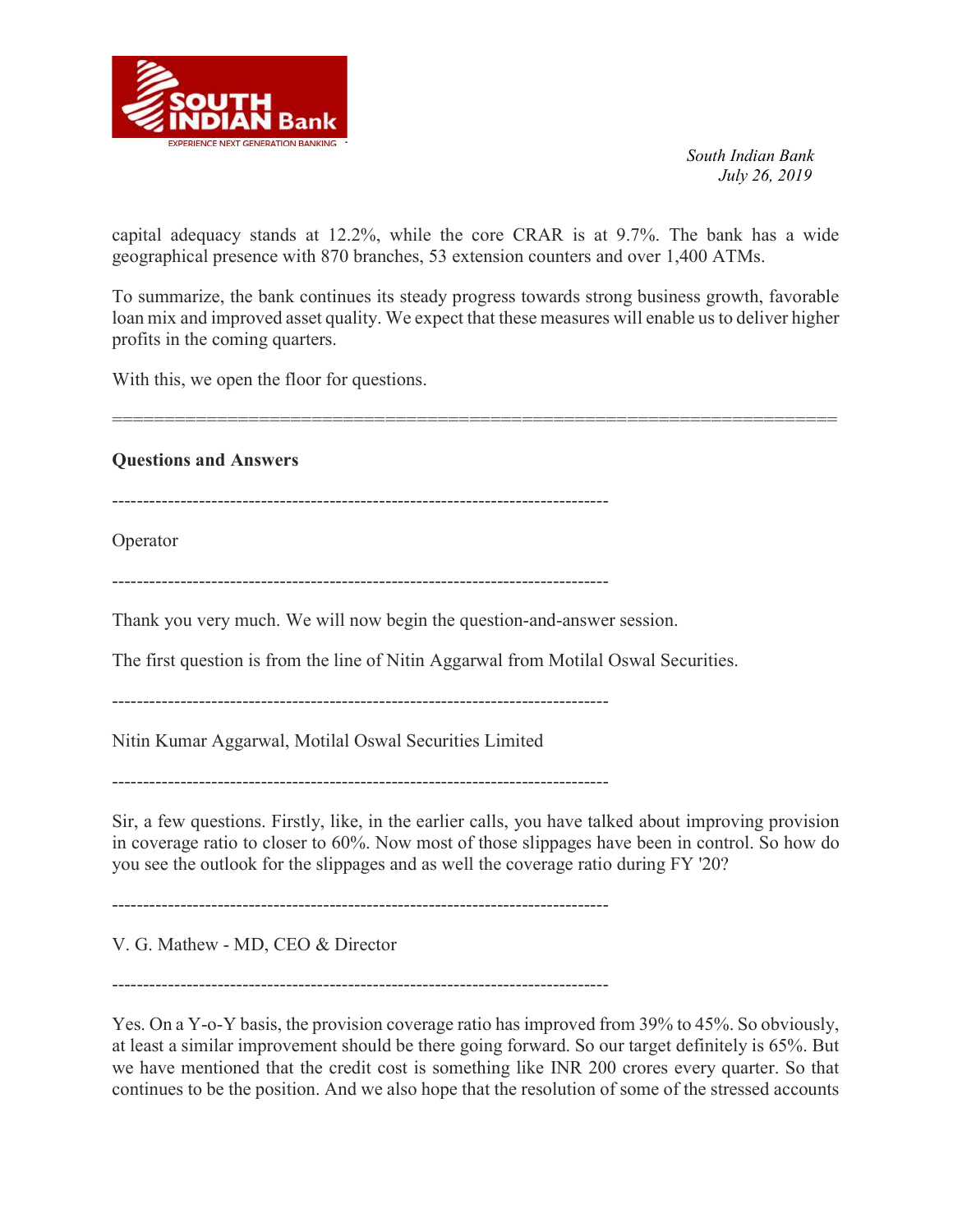capital adequacy stands at 12.2%, while the core CRAR is at 9.7%. The bank has a wide geographical presence with 870 branches, 53 extension counters and over 1,400 ATMs.

To summarize, the bank continues its steady progress towards strong business growth, favorable loan mix and improved asset quality. We expect that these measures will enable us to deliver higher profits in the coming quarters.

With this, we open the floor for questions.

======================================================================

**Questions and Answers**

--------------------------------------------------------------------------------

Operator

--------------------------------------------------------------------------------

Thank you very much. We will now begin the question-and-answer session.

The first question is from the line of Nitin Aggarwal from Motilal Oswal Securities.

--------------------------------------------------------------------------------

Nitin Kumar Aggarwal, Motilal Oswal Securities Limited

--------------------------------------------------------------------------------

Sir, a few questions. Firstly, like, in the earlier calls, you have talked about improving provision in coverage ratio to closer to 60%. Now most of those slippages have been in control. So how do you see the outlook for the slippages and as well the coverage ratio during FY '20?

--------------------------------------------------------------------------------

V. G. Mathew - MD, CEO & Director

--------------------------------------------------------------------------------

Yes. On a Y-o-Y basis, the provision coverage ratio has improved from 39% to 45%. So obviously, at least a similar improvement should be there going forward. So our target definitely is 65%. But we have mentioned that the credit cost is something like INR 200 crores every quarter. So that continues to be the position. And we also hope that the resolution of some of the stressed accounts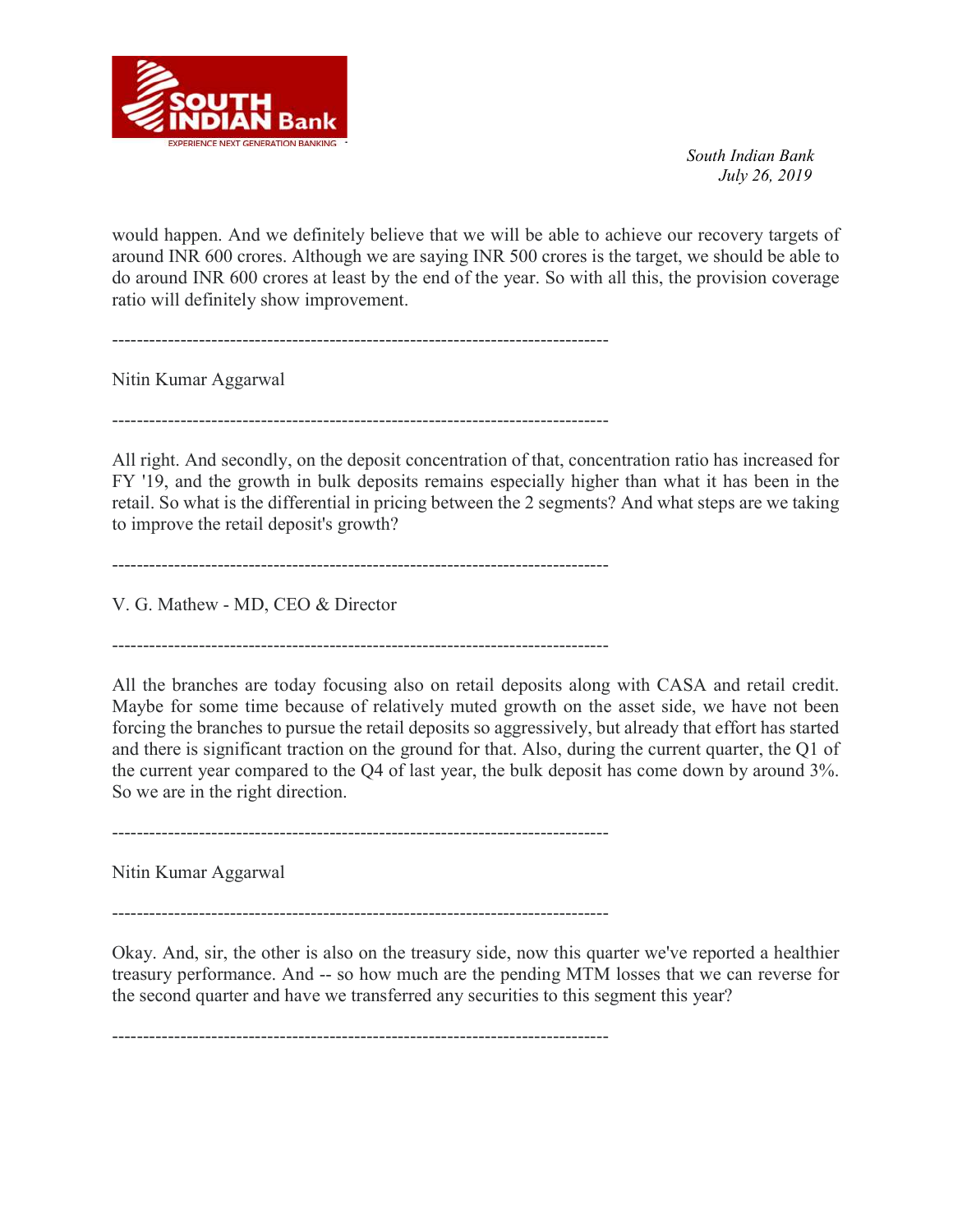would happen. And we definitely believe that we will be able to achieve our recovery targets of around INR 600 crores. Although we are saying INR 500 crores is the target, we should be able to do around INR 600 crores at least by the end of the year. So with all this, the provision coverage ratio will definitely show improvement.

--------------------------------------------------------------------------------

Nitin Kumar Aggarwal

--------------------------------------------------------------------------------

All right. And secondly, on the deposit concentration of that, concentration ratio has increased for FY '19, and the growth in bulk deposits remains especially higher than what it has been in the retail. So what is the differential in pricing between the 2 segments? And what steps are we taking to improve the retail deposit's growth?

--------------------------------------------------------------------------------

V. G. Mathew - MD, CEO & Director

--------------------------------------------------------------------------------

All the branches are today focusing also on retail deposits along with CASA and retail credit. Maybe for some time because of relatively muted growth on the asset side, we have not been forcing the branches to pursue the retail deposits so aggressively, but already that effort has started and there is significant traction on the ground for that. Also, during the current quarter, the Q1 of the current year compared to the Q4 of last year, the bulk deposit has come down by around 3%. So we are in the right direction.

--------------------------------------------------------------------------------

Nitin Kumar Aggarwal

--------------------------------------------------------------------------------

Okay. And, sir, the other is also on the treasury side, now this quarter we've reported a healthier treasury performance. And -- so how much are the pending MTM losses that we can reverse for the second quarter and have we transferred any securities to this segment this year?

--------------------------------------------------------------------------------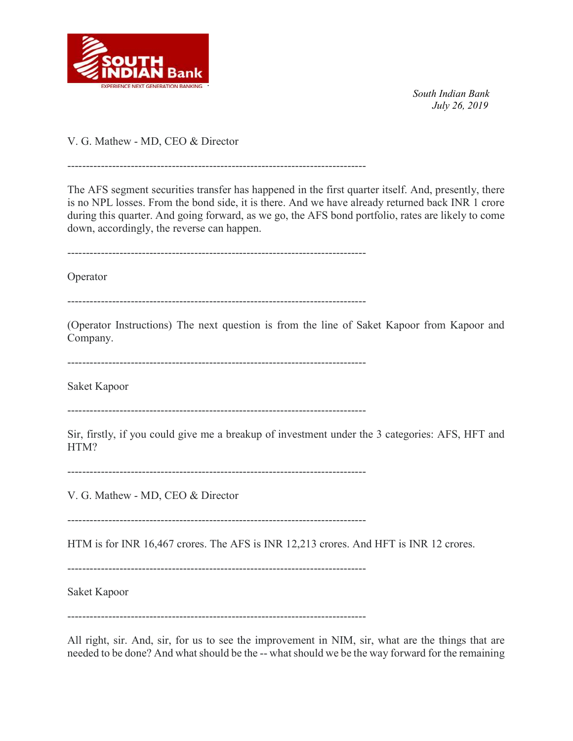V. G. Mathew - MD, CEO & Director

--------------------------------------------------------------------------------

The AFS segment securities transfer has happened in the first quarter itself. And, presently, there is no NPL losses. From the bond side, it is there. And we have already returned back INR 1 crore during this quarter. And going forward, as we go, the AFS bond portfolio, rates are likely to come down, accordingly, the reverse can happen.

--------------------------------------------------------------------------------

Operator

--------------------------------------------------------------------------------

(Operator Instructions) The next question is from the line of Saket Kapoor from Kapoor and Company.

--------------------------------------------------------------------------------

Saket Kapoor

--------------------------------------------------------------------------------

Sir, firstly, if you could give me a breakup of investment under the 3 categories: AFS, HFT and HTM?

--------------------------------------------------------------------------------

V. G. Mathew - MD, CEO & Director

--------------------------------------------------------------------------------

HTM is for INR 16,467 crores. The AFS is INR 12,213 crores. And HFT is INR 12 crores.

--------------------------------------------------------------------------------

Saket Kapoor

--------------------------------------------------------------------------------

All right, sir. And, sir, for us to see the improvement in NIM, sir, what are the things that are needed to be done? And what should be the -- what should we be the way forward for the remaining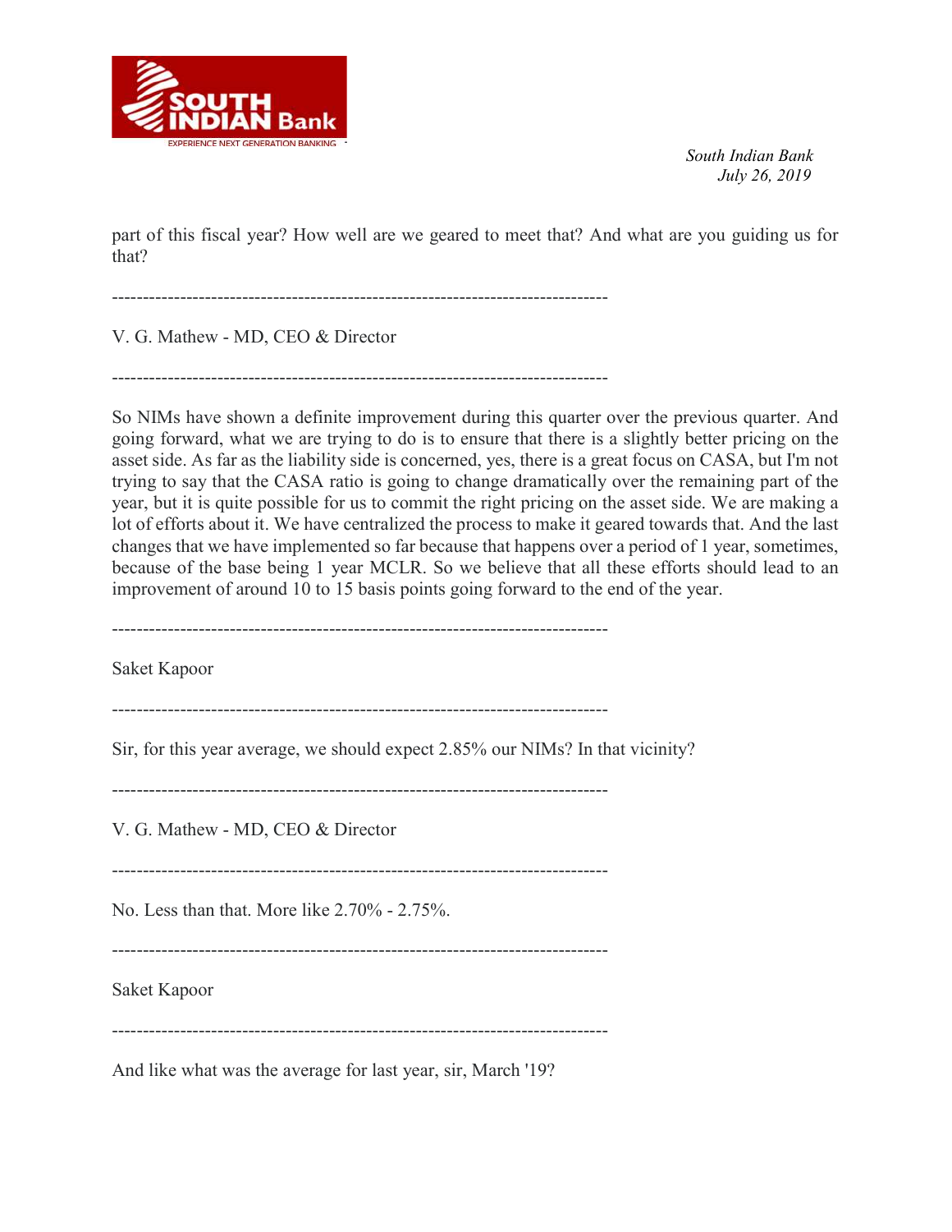part of this fiscal year? How well are we geared to meet that? And what are you guiding us for that?

--------------------------------------------------------------------------------

V. G. Mathew - MD, CEO & Director

--------------------------------------------------------------------------------

So NIMs have shown a definite improvement during this quarter over the previous quarter. And going forward, what we are trying to do is to ensure that there is a slightly better pricing on the asset side. As far as the liability side is concerned, yes, there is a great focus on CASA, but I'm not trying to say that the CASA ratio is going to change dramatically over the remaining part of the year, but it is quite possible for us to commit the right pricing on the asset side. We are making a lot of efforts about it. We have centralized the process to make it geared towards that. And the last changes that we have implemented so far because that happens over a period of 1 year, sometimes, because of the base being 1 year MCLR. So we believe that all these efforts should lead to an improvement of around 10 to 15 basis points going forward to the end of the year.

--------------------------------------------------------------------------------

Saket Kapoor

--------------------------------------------------------------------------------

Sir, for this year average, we should expect 2.85% our NIMs? In that vicinity?

--------------------------------------------------------------------------------

V. G. Mathew - MD, CEO & Director

--------------------------------------------------------------------------------

No. Less than that. More like 2.70% - 2.75%.

--------------------------------------------------------------------------------

Saket Kapoor

--------------------------------------------------------------------------------

And like what was the average for last year, sir, March '19?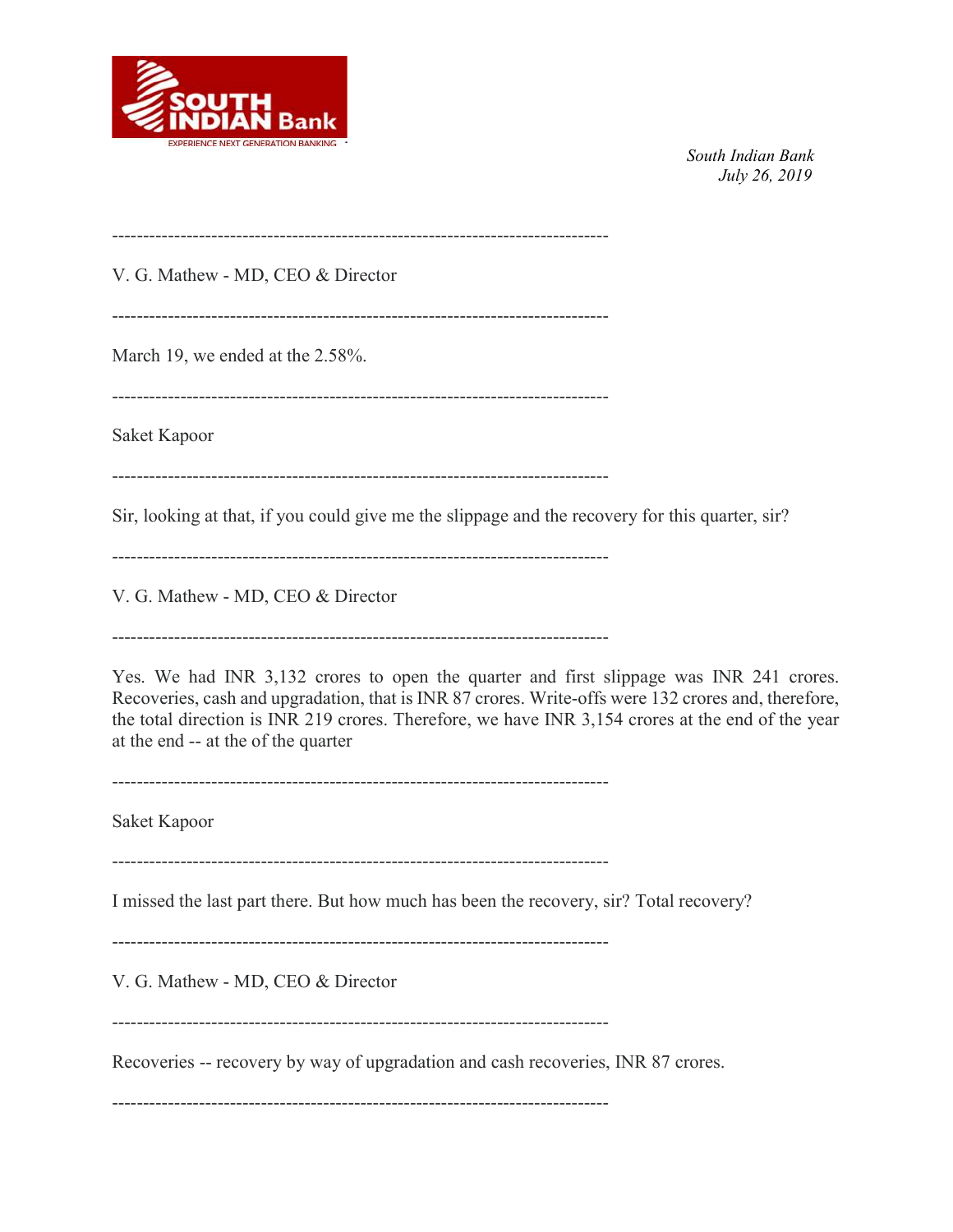---

V. G. Mathew - MD, CEO & Director

---

March 19, we ended at the 2.58%.

---

Saket Kapoor

---

Sir, looking at that, if you could give me the slippage and the recovery for this quarter, sir?

---

V. G. Mathew - MD, CEO & Director

---

Yes. We had INR 3,132 crores to open the quarter and first slippage was INR 241 crores. Recoveries, cash and upgradation, that is INR 87 crores. Write-offs were 132 crores and, therefore, the total direction is INR 219 crores. Therefore, we have INR 3,154 crores at the end of the year at the end -- at the of the quarter

---

Saket Kapoor

---

I missed the last part there. But how much has been the recovery, sir? Total recovery?

---

V. G. Mathew - MD, CEO & Director

---

Recoveries -- recovery by way of upgradation and cash recoveries, INR 87 crores.

---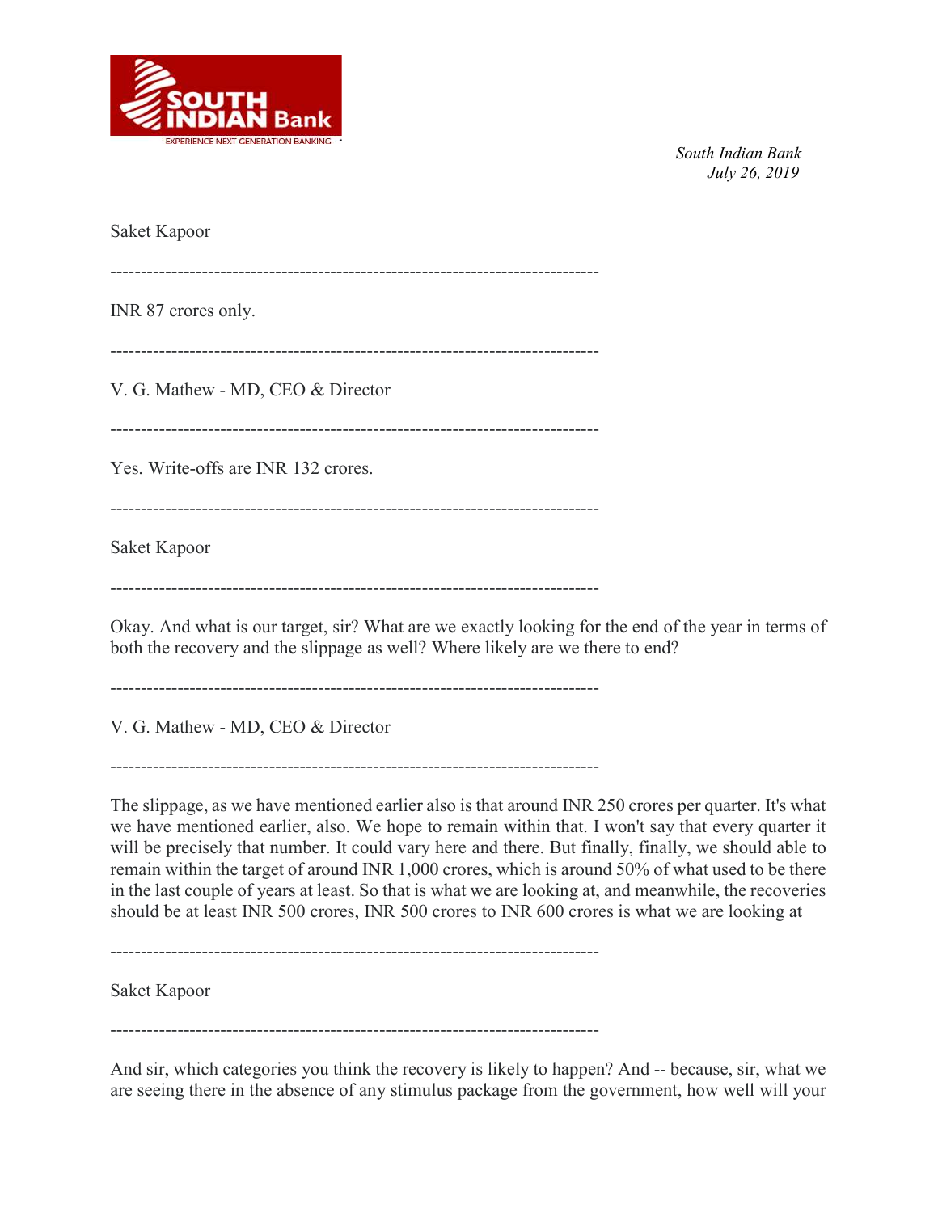Saket Kapoor

--------------------------------------------------------------------------------

INR 87 crores only.

--------------------------------------------------------------------------------

V. G. Mathew - MD, CEO & Director

--------------------------------------------------------------------------------

Yes. Write-offs are INR 132 crores.

--------------------------------------------------------------------------------

Saket Kapoor

--------------------------------------------------------------------------------

Okay. And what is our target, sir? What are we exactly looking for the end of the year in terms of both the recovery and the slippage as well? Where likely are we there to end?

--------------------------------------------------------------------------------

V. G. Mathew - MD, CEO & Director

--------------------------------------------------------------------------------

The slippage, as we have mentioned earlier also is that around INR 250 crores per quarter. It's what we have mentioned earlier, also. We hope to remain within that. I won't say that every quarter it will be precisely that number. It could vary here and there. But finally, finally, we should able to remain within the target of around INR 1,000 crores, which is around 50% of what used to be there in the last couple of years at least. So that is what we are looking at, and meanwhile, the recoveries should be at least INR 500 crores, INR 500 crores to INR 600 crores is what we are looking at

--------------------------------------------------------------------------------

Saket Kapoor

--------------------------------------------------------------------------------

And sir, which categories you think the recovery is likely to happen? And -- because, sir, what we are seeing there in the absence of any stimulus package from the government, how well will your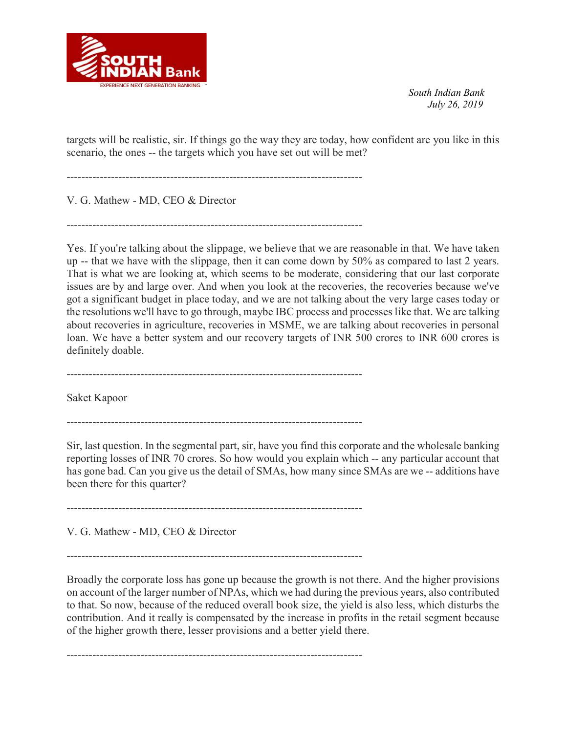targets will be realistic, sir. If things go the way they are today, how confident are you like in this scenario, the ones -- the targets which you have set out will be met?

--------------------------------------------------------------------------------

V. G. Mathew - MD, CEO & Director

--------------------------------------------------------------------------------

Yes. If you're talking about the slippage, we believe that we are reasonable in that. We have taken up -- that we have with the slippage, then it can come down by 50% as compared to last 2 years. That is what we are looking at, which seems to be moderate, considering that our last corporate issues are by and large over. And when you look at the recoveries, the recoveries because we've got a significant budget in place today, and we are not talking about the very large cases today or the resolutions we'll have to go through, maybe IBC process and processes like that. We are talking about recoveries in agriculture, recoveries in MSME, we are talking about recoveries in personal loan. We have a better system and our recovery targets of INR 500 crores to INR 600 crores is definitely doable.

--------------------------------------------------------------------------------

Saket Kapoor

--------------------------------------------------------------------------------

Sir, last question. In the segmental part, sir, have you find this corporate and the wholesale banking reporting losses of INR 70 crores. So how would you explain which -- any particular account that has gone bad. Can you give us the detail of SMAs, how many since SMAs are we -- additions have been there for this quarter?

--------------------------------------------------------------------------------

V. G. Mathew - MD, CEO & Director

--------------------------------------------------------------------------------

Broadly the corporate loss has gone up because the growth is not there. And the higher provisions on account of the larger number of NPAs, which we had during the previous years, also contributed to that. So now, because of the reduced overall book size, the yield is also less, which disturbs the contribution. And it really is compensated by the increase in profits in the retail segment because of the higher growth there, lesser provisions and a better yield there.

--------------------------------------------------------------------------------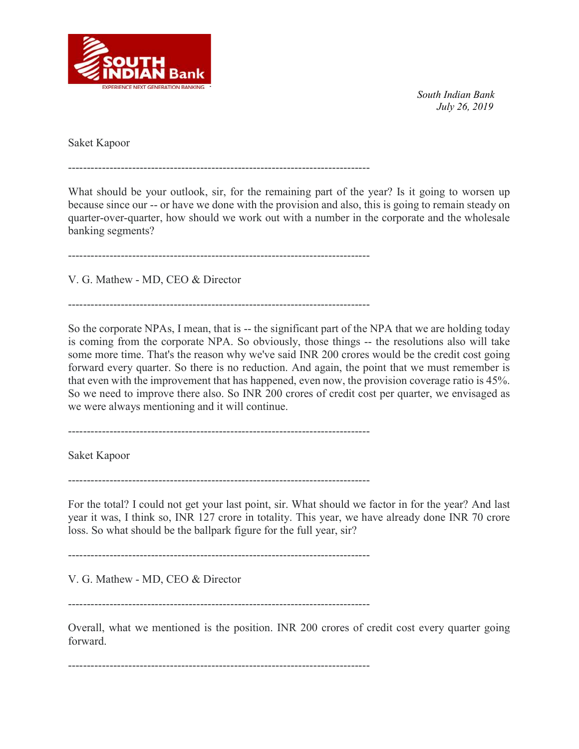Saket Kapoor

---

What should be your outlook, sir, for the remaining part of the year? Is it going to worsen up because since our -- or have we done with the provision and also, this is going to remain steady on quarter-over-quarter, how should we work out with a number in the corporate and the wholesale banking segments?

---

V. G. Mathew - MD, CEO & Director

---

So the corporate NPAs, I mean, that is -- the significant part of the NPA that we are holding today is coming from the corporate NPA. So obviously, those things -- the resolutions also will take some more time. That's the reason why we've said INR 200 crores would be the credit cost going forward every quarter. So there is no reduction. And again, the point that we must remember is that even with the improvement that has happened, even now, the provision coverage ratio is 45%. So we need to improve there also. So INR 200 crores of credit cost per quarter, we envisaged as we were always mentioning and it will continue.

---

Saket Kapoor

---

For the total? I could not get your last point, sir. What should we factor in for the year? And last year it was, I think so, INR 127 crore in totality. This year, we have already done INR 70 crore loss. So what should be the ballpark figure for the full year, sir?

---

V. G. Mathew - MD, CEO & Director

---

Overall, what we mentioned is the position. INR 200 crores of credit cost every quarter going forward.

---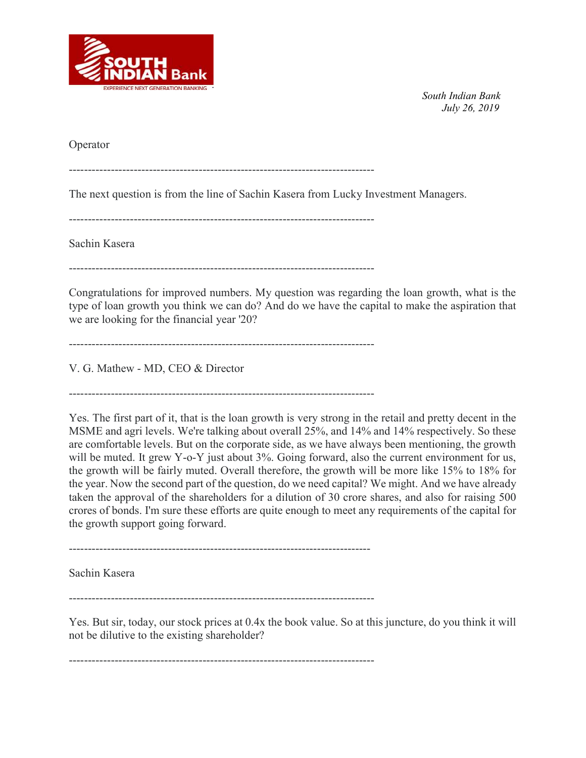Operator

--------------------------------------------------------------------------------

The next question is from the line of Sachin Kasera from Lucky Investment Managers.

--------------------------------------------------------------------------------

Sachin Kasera

--------------------------------------------------------------------------------

Congratulations for improved numbers. My question was regarding the loan growth, what is the type of loan growth you think we can do? And do we have the capital to make the aspiration that we are looking for the financial year '20?

--------------------------------------------------------------------------------

V. G. Mathew - MD, CEO & Director

--------------------------------------------------------------------------------

Yes. The first part of it, that is the loan growth is very strong in the retail and pretty decent in the MSME and agri levels. We're talking about overall 25%, and 14% and 14% respectively. So these are comfortable levels. But on the corporate side, as we have always been mentioning, the growth will be muted. It grew Y-o-Y just about 3%. Going forward, also the current environment for us, the growth will be fairly muted. Overall therefore, the growth will be more like 15% to 18% for the year. Now the second part of the question, do we need capital? We might. And we have already taken the approval of the shareholders for a dilution of 30 crore shares, and also for raising 500 crores of bonds. I'm sure these efforts are quite enough to meet any requirements of the capital for the growth support going forward.

--------------------------------------------------------------------------------

Sachin Kasera

--------------------------------------------------------------------------------

Yes. But sir, today, our stock prices at 0.4x the book value. So at this juncture, do you think it will not be dilutive to the existing shareholder?

--------------------------------------------------------------------------------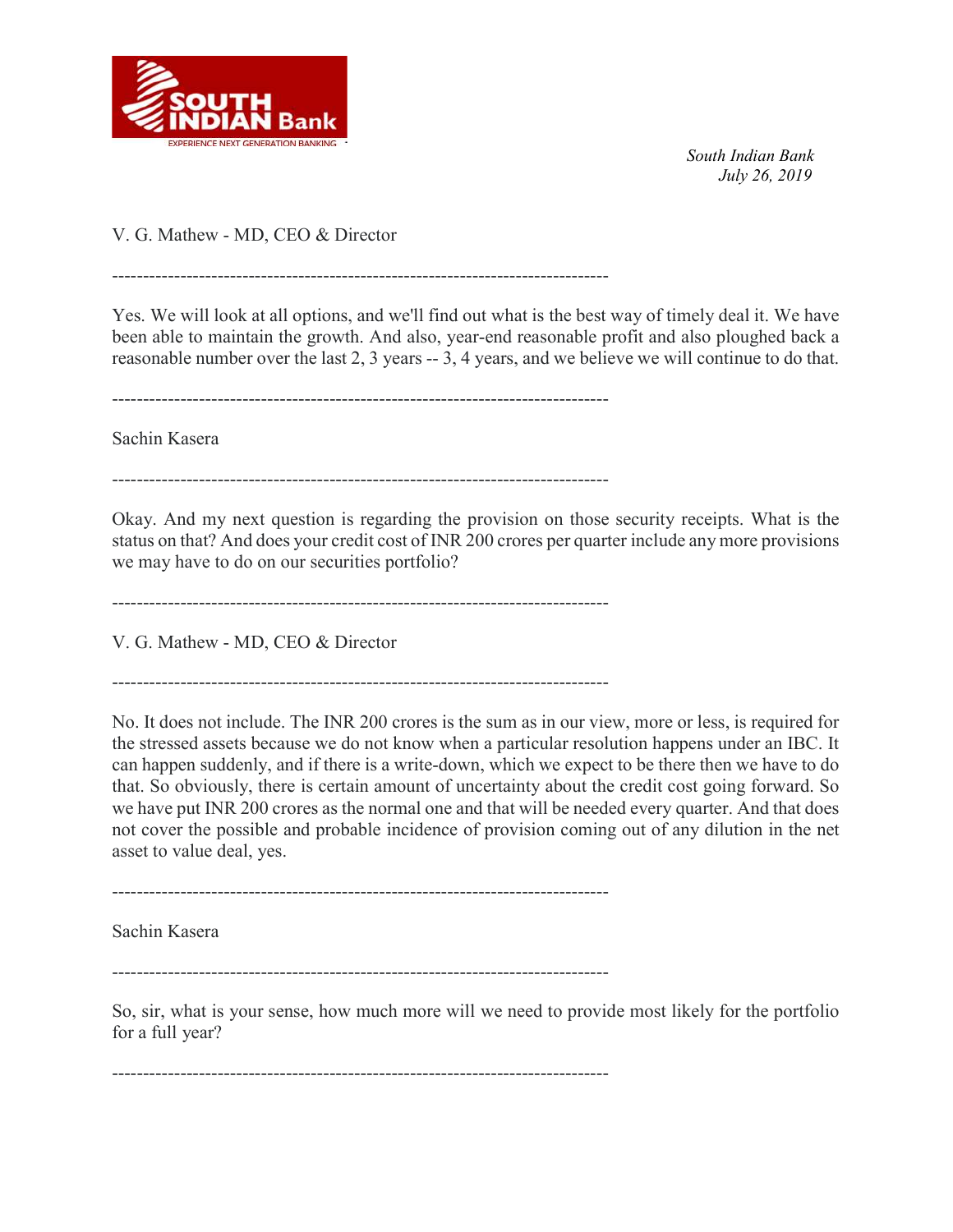V. G. Mathew - MD, CEO & Director

--------------------------------------------------------------------------------

Yes. We will look at all options, and we'll find out what is the best way of timely deal it. We have been able to maintain the growth. And also, year-end reasonable profit and also ploughed back a reasonable number over the last 2, 3 years -- 3, 4 years, and we believe we will continue to do that.

--------------------------------------------------------------------------------

Sachin Kasera

--------------------------------------------------------------------------------

Okay. And my next question is regarding the provision on those security receipts. What is the status on that? And does your credit cost of INR 200 crores per quarter include any more provisions we may have to do on our securities portfolio?

--------------------------------------------------------------------------------

V. G. Mathew - MD, CEO & Director

--------------------------------------------------------------------------------

No. It does not include. The INR 200 crores is the sum as in our view, more or less, is required for the stressed assets because we do not know when a particular resolution happens under an IBC. It can happen suddenly, and if there is a write-down, which we expect to be there then we have to do that. So obviously, there is certain amount of uncertainty about the credit cost going forward. So we have put INR 200 crores as the normal one and that will be needed every quarter. And that does not cover the possible and probable incidence of provision coming out of any dilution in the net asset to value deal, yes.

--------------------------------------------------------------------------------

Sachin Kasera

--------------------------------------------------------------------------------

So, sir, what is your sense, how much more will we need to provide most likely for the portfolio for a full year?

--------------------------------------------------------------------------------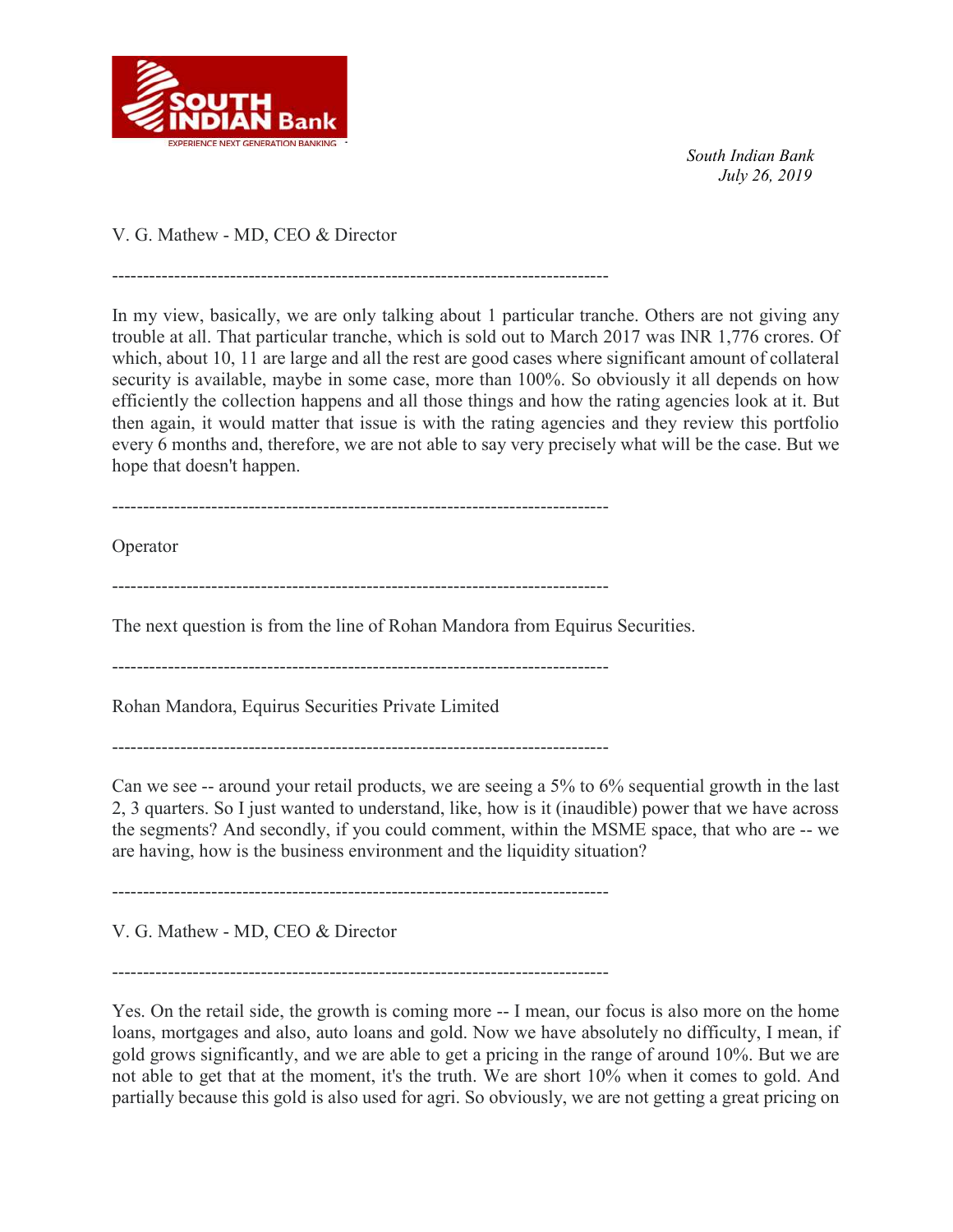V. G. Mathew - MD, CEO & Director

--------------------------------------------------------------------------------

In my view, basically, we are only talking about 1 particular tranche. Others are not giving any trouble at all. That particular tranche, which is sold out to March 2017 was INR 1,776 crores. Of which, about 10, 11 are large and all the rest are good cases where significant amount of collateral security is available, maybe in some case, more than 100%. So obviously it all depends on how efficiently the collection happens and all those things and how the rating agencies look at it. But then again, it would matter that issue is with the rating agencies and they review this portfolio every 6 months and, therefore, we are not able to say very precisely what will be the case. But we hope that doesn't happen.

--------------------------------------------------------------------------------

Operator

--------------------------------------------------------------------------------

The next question is from the line of Rohan Mandora from Equirus Securities.

--------------------------------------------------------------------------------

Rohan Mandora, Equirus Securities Private Limited

--------------------------------------------------------------------------------

Can we see -- around your retail products, we are seeing a 5% to 6% sequential growth in the last 2, 3 quarters. So I just wanted to understand, like, how is it (inaudible) power that we have across the segments? And secondly, if you could comment, within the MSME space, that who are -- we are having, how is the business environment and the liquidity situation?

--------------------------------------------------------------------------------

V. G. Mathew - MD, CEO & Director

--------------------------------------------------------------------------------

Yes. On the retail side, the growth is coming more -- I mean, our focus is also more on the home loans, mortgages and also, auto loans and gold. Now we have absolutely no difficulty, I mean, if gold grows significantly, and we are able to get a pricing in the range of around 10%. But we are not able to get that at the moment, it's the truth. We are short 10% when it comes to gold. And partially because this gold is also used for agri. So obviously, we are not getting a great pricing on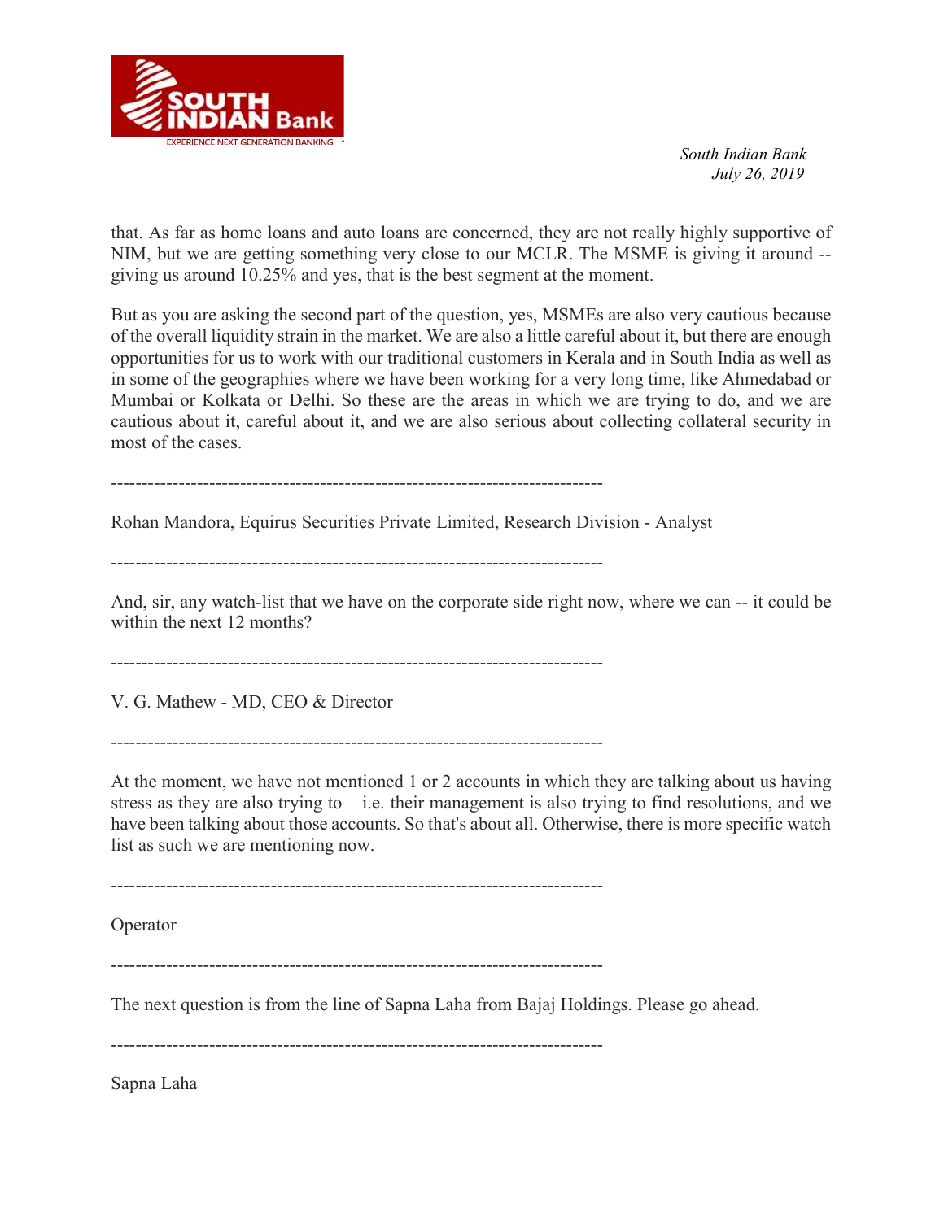that. As far as home loans and auto loans are concerned, they are not really highly supportive of NIM, but we are getting something very close to our MCLR. The MSME is giving it around -- giving us around 10.25% and yes, that is the best segment at the moment.

But as you are asking the second part of the question, yes, MSMEs are also very cautious because of the overall liquidity strain in the market. We are also a little careful about it, but there are enough opportunities for us to work with our traditional customers in Kerala and in South India as well as in some of the geographies where we have been working for a very long time, like Ahmedabad or Mumbai or Kolkata or Delhi. So these are the areas in which we are trying to do, and we are cautious about it, careful about it, and we are also serious about collecting collateral security in most of the cases.

--------------------------------------------------------------------------------

Rohan Mandora, Equirus Securities Private Limited, Research Division - Analyst

--------------------------------------------------------------------------------

And, sir, any watch-list that we have on the corporate side right now, where we can -- it could be within the next 12 months?

--------------------------------------------------------------------------------

V. G. Mathew - MD, CEO & Director

--------------------------------------------------------------------------------

At the moment, we have not mentioned 1 or 2 accounts in which they are talking about us having stress as they are also trying to – i.e. their management is also trying to find resolutions, and we have been talking about those accounts. So that's about all. Otherwise, there is more specific watch list as such we are mentioning now.

--------------------------------------------------------------------------------

Operator

--------------------------------------------------------------------------------

The next question is from the line of Sapna Laha from Bajaj Holdings. Please go ahead.

--------------------------------------------------------------------------------

Sapna Laha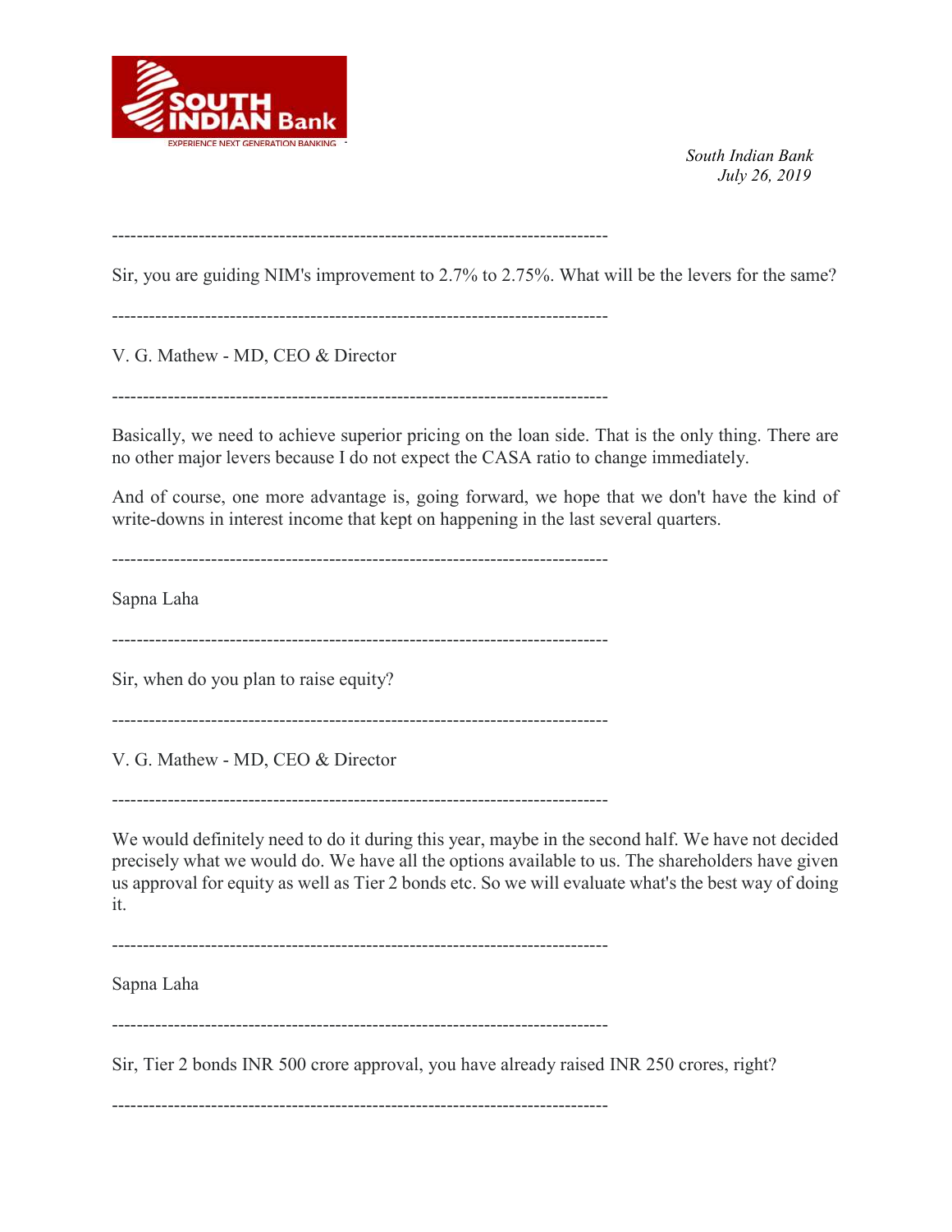--------------------------------------------------------------------------------

Sir, you are guiding NIM's improvement to 2.7% to 2.75%. What will be the levers for the same?

--------------------------------------------------------------------------------

V. G. Mathew - MD, CEO & Director

--------------------------------------------------------------------------------

Basically, we need to achieve superior pricing on the loan side. That is the only thing. There are no other major levers because I do not expect the CASA ratio to change immediately.

And of course, one more advantage is, going forward, we hope that we don't have the kind of write-downs in interest income that kept on happening in the last several quarters.

--------------------------------------------------------------------------------

Sapna Laha

--------------------------------------------------------------------------------

Sir, when do you plan to raise equity?

--------------------------------------------------------------------------------

V. G. Mathew - MD, CEO & Director

--------------------------------------------------------------------------------

We would definitely need to do it during this year, maybe in the second half. We have not decided precisely what we would do. We have all the options available to us. The shareholders have given us approval for equity as well as Tier 2 bonds etc. So we will evaluate what's the best way of doing it.

--------------------------------------------------------------------------------

Sapna Laha

--------------------------------------------------------------------------------

Sir, Tier 2 bonds INR 500 crore approval, you have already raised INR 250 crores, right?

--------------------------------------------------------------------------------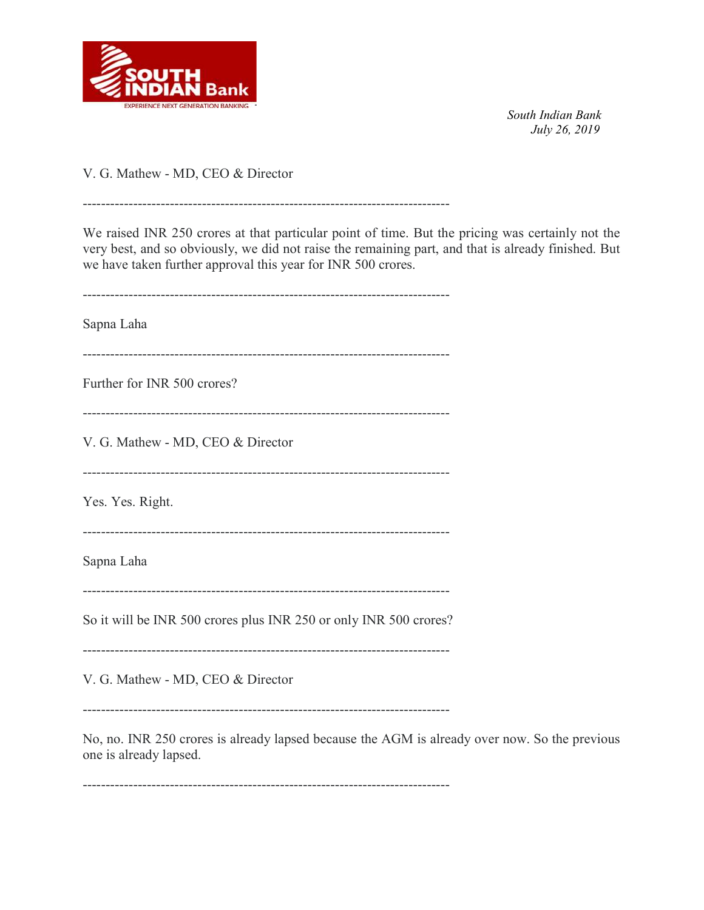V. G. Mathew - MD, CEO & Director

--------------------------------------------------------------------------------

We raised INR 250 crores at that particular point of time. But the pricing was certainly not the very best, and so obviously, we did not raise the remaining part, and that is already finished. But we have taken further approval this year for INR 500 crores.

--------------------------------------------------------------------------------

Sapna Laha

--------------------------------------------------------------------------------

Further for INR 500 crores?

--------------------------------------------------------------------------------

V. G. Mathew - MD, CEO & Director

--------------------------------------------------------------------------------

Yes. Yes. Right.

--------------------------------------------------------------------------------

Sapna Laha

--------------------------------------------------------------------------------

So it will be INR 500 crores plus INR 250 or only INR 500 crores?

--------------------------------------------------------------------------------

V. G. Mathew - MD, CEO & Director

--------------------------------------------------------------------------------

No, no. INR 250 crores is already lapsed because the AGM is already over now. So the previous one is already lapsed.

--------------------------------------------------------------------------------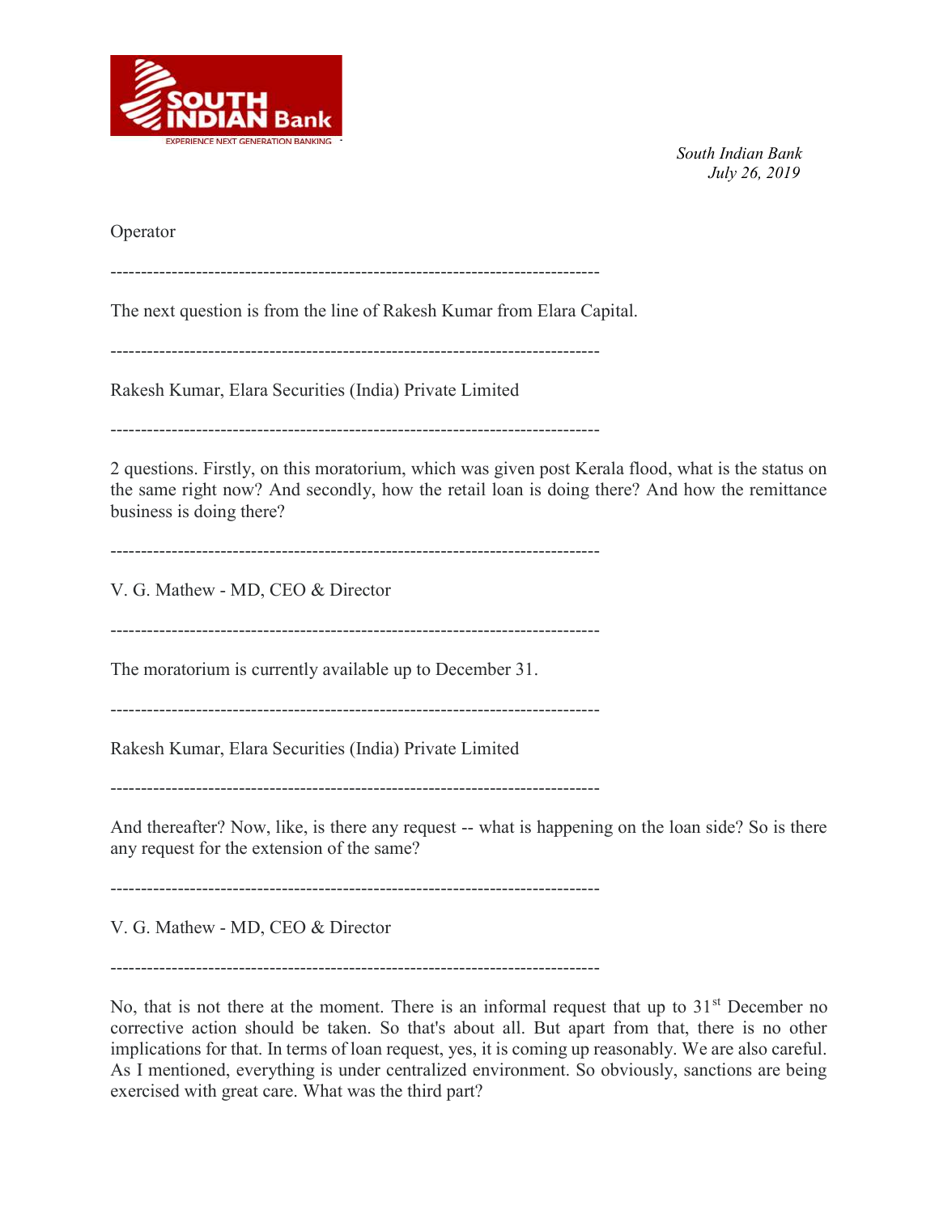Operator

--------------------------------------------------------------------------------

The next question is from the line of Rakesh Kumar from Elara Capital.

--------------------------------------------------------------------------------

Rakesh Kumar, Elara Securities (India) Private Limited

--------------------------------------------------------------------------------

2 questions. Firstly, on this moratorium, which was given post Kerala flood, what is the status on the same right now? And secondly, how the retail loan is doing there? And how the remittance business is doing there?

--------------------------------------------------------------------------------

V. G. Mathew - MD, CEO & Director

--------------------------------------------------------------------------------

The moratorium is currently available up to December 31.

--------------------------------------------------------------------------------

Rakesh Kumar, Elara Securities (India) Private Limited

--------------------------------------------------------------------------------

And thereafter? Now, like, is there any request -- what is happening on the loan side? So is there any request for the extension of the same?

--------------------------------------------------------------------------------

V. G. Mathew - MD, CEO & Director

--------------------------------------------------------------------------------

No, that is not there at the moment. There is an informal request that up to 31st December no corrective action should be taken. So that's about all. But apart from that, there is no other implications for that. In terms of loan request, yes, it is coming up reasonably. We are also careful. As I mentioned, everything is under centralized environment. So obviously, sanctions are being exercised with great care. What was the third part?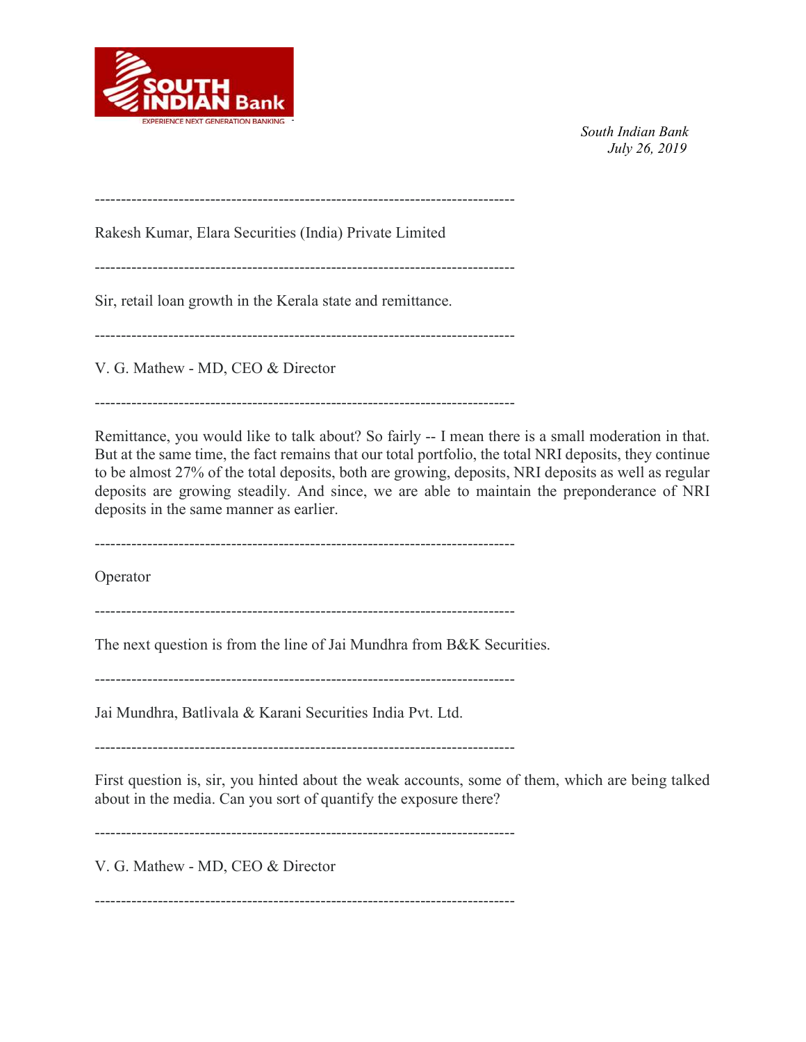--------------------------------------------------------------------------------

Rakesh Kumar, Elara Securities (India) Private Limited

--------------------------------------------------------------------------------

Sir, retail loan growth in the Kerala state and remittance.

--------------------------------------------------------------------------------

V. G. Mathew - MD, CEO & Director

--------------------------------------------------------------------------------

Remittance, you would like to talk about? So fairly -- I mean there is a small moderation in that. But at the same time, the fact remains that our total portfolio, the total NRI deposits, they continue to be almost 27% of the total deposits, both are growing, deposits, NRI deposits as well as regular deposits are growing steadily. And since, we are able to maintain the preponderance of NRI deposits in the same manner as earlier.

--------------------------------------------------------------------------------

Operator

--------------------------------------------------------------------------------

The next question is from the line of Jai Mundhra from B&K Securities.

--------------------------------------------------------------------------------

Jai Mundhra, Batlivala & Karani Securities India Pvt. Ltd.

--------------------------------------------------------------------------------

First question is, sir, you hinted about the weak accounts, some of them, which are being talked about in the media. Can you sort of quantify the exposure there?

--------------------------------------------------------------------------------

V. G. Mathew - MD, CEO & Director

--------------------------------------------------------------------------------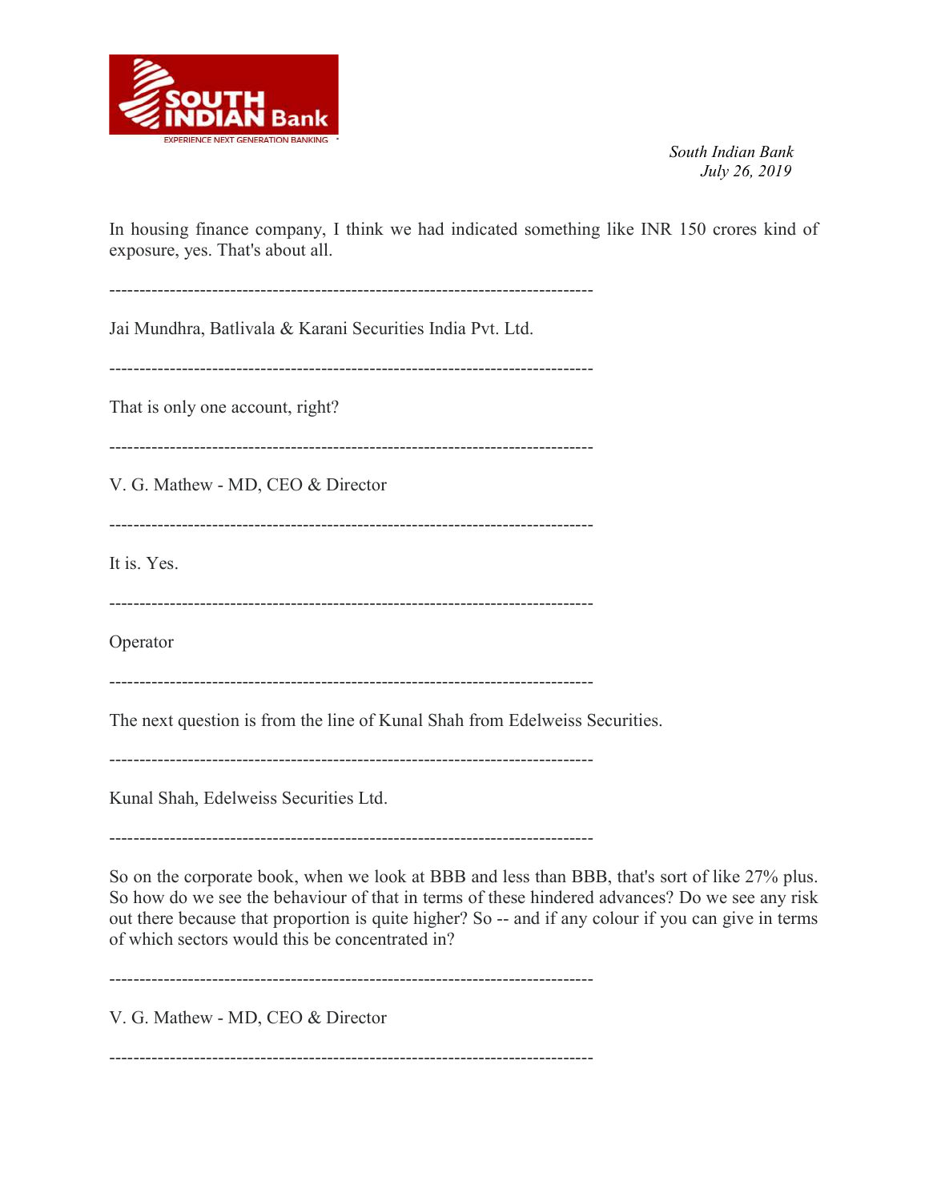In housing finance company, I think we had indicated something like INR 150 crores kind of exposure, yes. That's about all.

--------------------------------------------------------------------------------

Jai Mundhra, Batlivala & Karani Securities India Pvt. Ltd.

--------------------------------------------------------------------------------

That is only one account, right?

--------------------------------------------------------------------------------

V. G. Mathew - MD, CEO & Director

--------------------------------------------------------------------------------

It is. Yes.

--------------------------------------------------------------------------------

Operator

--------------------------------------------------------------------------------

The next question is from the line of Kunal Shah from Edelweiss Securities.

--------------------------------------------------------------------------------

Kunal Shah, Edelweiss Securities Ltd.

--------------------------------------------------------------------------------

So on the corporate book, when we look at BBB and less than BBB, that's sort of like 27% plus. So how do we see the behaviour of that in terms of these hindered advances? Do we see any risk out there because that proportion is quite higher? So -- and if any colour if you can give in terms of which sectors would this be concentrated in?

--------------------------------------------------------------------------------

V. G. Mathew - MD, CEO & Director

--------------------------------------------------------------------------------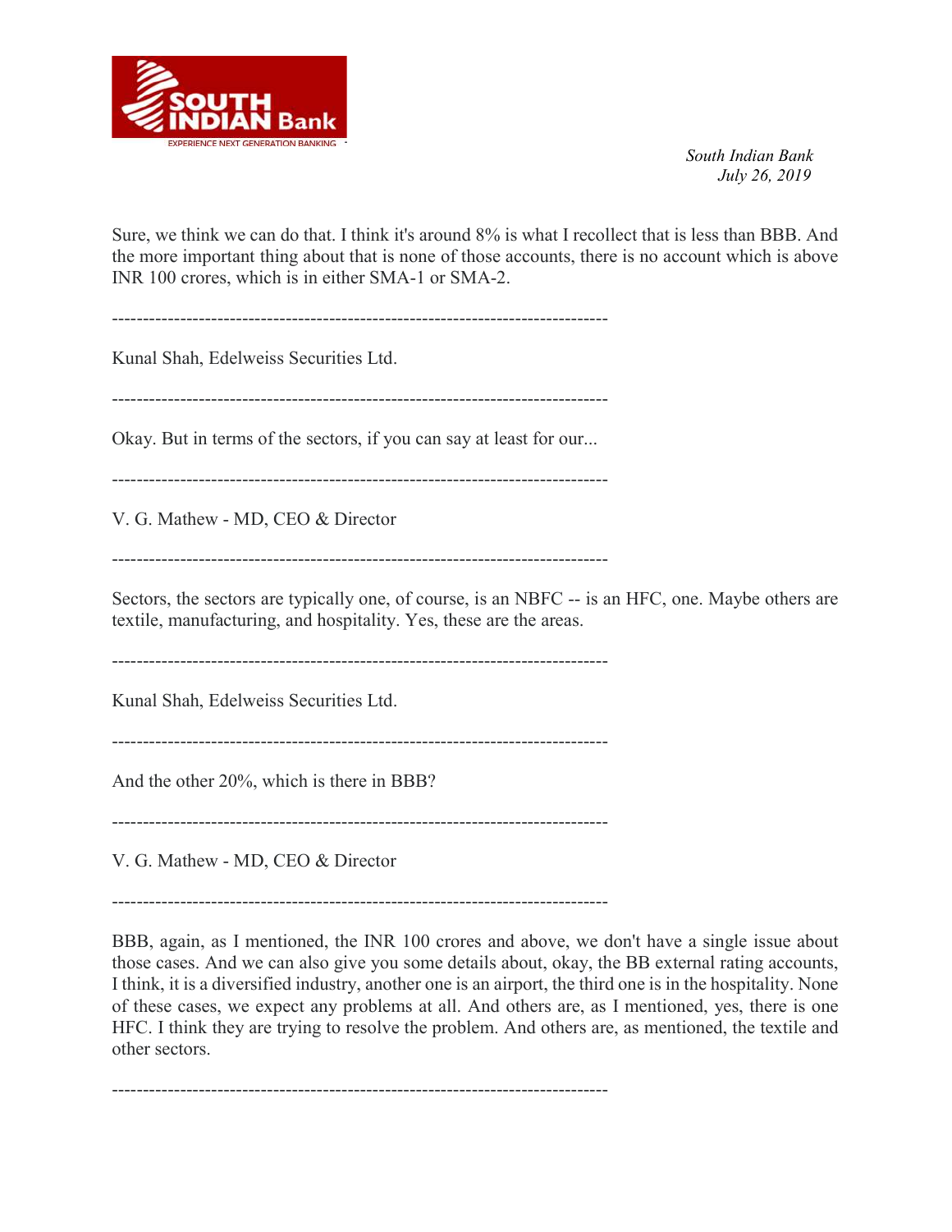Sure, we think we can do that. I think it's around 8% is what I recollect that is less than BBB. And the more important thing about that is none of those accounts, there is no account which is above INR 100 crores, which is in either SMA-1 or SMA-2.

--------------------------------------------------------------------------------

Kunal Shah, Edelweiss Securities Ltd.

--------------------------------------------------------------------------------

Okay. But in terms of the sectors, if you can say at least for our...

--------------------------------------------------------------------------------

V. G. Mathew - MD, CEO & Director

--------------------------------------------------------------------------------

Sectors, the sectors are typically one, of course, is an NBFC -- is an HFC, one. Maybe others are textile, manufacturing, and hospitality. Yes, these are the areas.

--------------------------------------------------------------------------------

Kunal Shah, Edelweiss Securities Ltd.

--------------------------------------------------------------------------------

And the other 20%, which is there in BBB?

--------------------------------------------------------------------------------

V. G. Mathew - MD, CEO & Director

--------------------------------------------------------------------------------

BBB, again, as I mentioned, the INR 100 crores and above, we don't have a single issue about those cases. And we can also give you some details about, okay, the BB external rating accounts, I think, it is a diversified industry, another one is an airport, the third one is in the hospitality. None of these cases, we expect any problems at all. And others are, as I mentioned, yes, there is one HFC. I think they are trying to resolve the problem. And others are, as mentioned, the textile and other sectors.

--------------------------------------------------------------------------------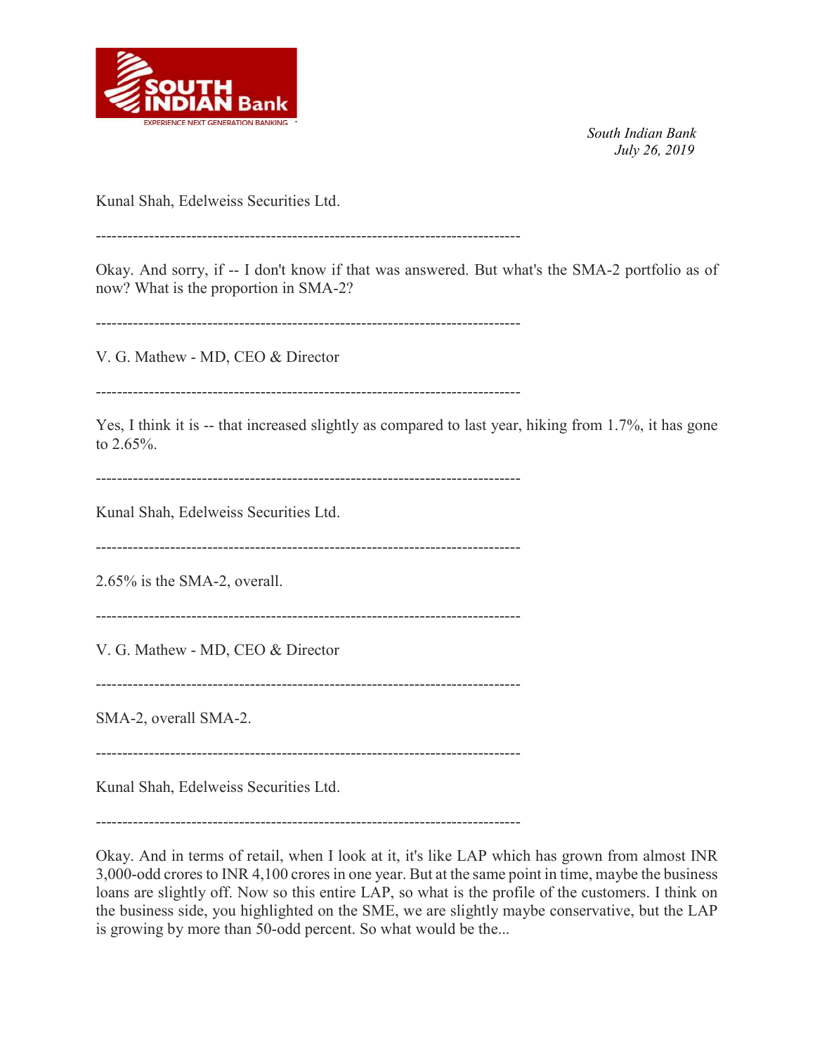Kunal Shah, Edelweiss Securities Ltd.

--------------------------------------------------------------------------------

Okay. And sorry, if -- I don't know if that was answered. But what's the SMA-2 portfolio as of now? What is the proportion in SMA-2?

--------------------------------------------------------------------------------

V. G. Mathew - MD, CEO & Director

--------------------------------------------------------------------------------

Yes, I think it is -- that increased slightly as compared to last year, hiking from 1.7%, it has gone to 2.65%.

--------------------------------------------------------------------------------

Kunal Shah, Edelweiss Securities Ltd.

--------------------------------------------------------------------------------

2.65% is the SMA-2, overall.

--------------------------------------------------------------------------------

V. G. Mathew - MD, CEO & Director

--------------------------------------------------------------------------------

SMA-2, overall SMA-2.

--------------------------------------------------------------------------------

Kunal Shah, Edelweiss Securities Ltd.

--------------------------------------------------------------------------------

Okay. And in terms of retail, when I look at it, it's like LAP which has grown from almost INR 3,000-odd crores to INR 4,100 crores in one year. But at the same point in time, maybe the business loans are slightly off. Now so this entire LAP, so what is the profile of the customers. I think on the business side, you highlighted on the SME, we are slightly maybe conservative, but the LAP is growing by more than 50-odd percent. So what would be the...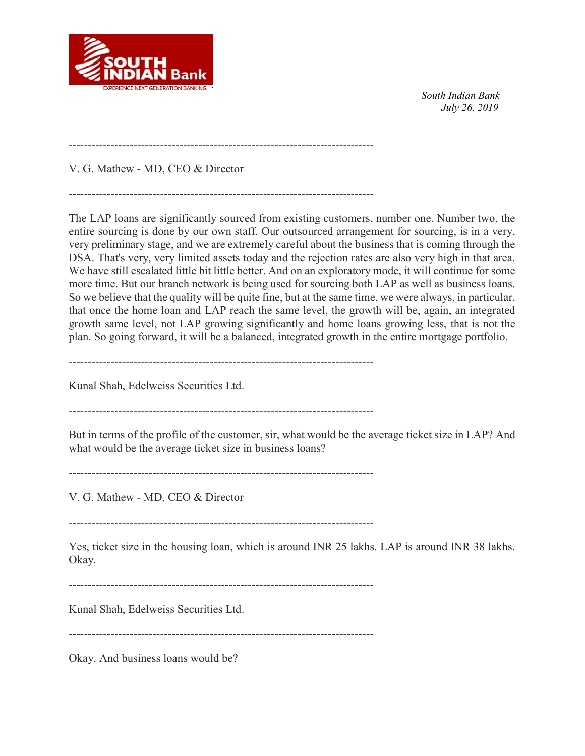--------------------------------------------------------------------------------

V. G. Mathew - MD, CEO & Director

--------------------------------------------------------------------------------

The LAP loans are significantly sourced from existing customers, number one. Number two, the entire sourcing is done by our own staff. Our outsourced arrangement for sourcing, is in a very, very preliminary stage, and we are extremely careful about the business that is coming through the DSA. That's very, very limited assets today and the rejection rates are also very high in that area. We have still escalated little bit little better. And on an exploratory mode, it will continue for some more time. But our branch network is being used for sourcing both LAP as well as business loans. So we believe that the quality will be quite fine, but at the same time, we were always, in particular, that once the home loan and LAP reach the same level, the growth will be, again, an integrated growth same level, not LAP growing significantly and home loans growing less, that is not the plan. So going forward, it will be a balanced, integrated growth in the entire mortgage portfolio.

--------------------------------------------------------------------------------

Kunal Shah, Edelweiss Securities Ltd.

--------------------------------------------------------------------------------

But in terms of the profile of the customer, sir, what would be the average ticket size in LAP? And what would be the average ticket size in business loans?

--------------------------------------------------------------------------------

V. G. Mathew - MD, CEO & Director

--------------------------------------------------------------------------------

Yes, ticket size in the housing loan, which is around INR 25 lakhs. LAP is around INR 38 lakhs. Okay.

--------------------------------------------------------------------------------

Kunal Shah, Edelweiss Securities Ltd.

--------------------------------------------------------------------------------

Okay. And business loans would be?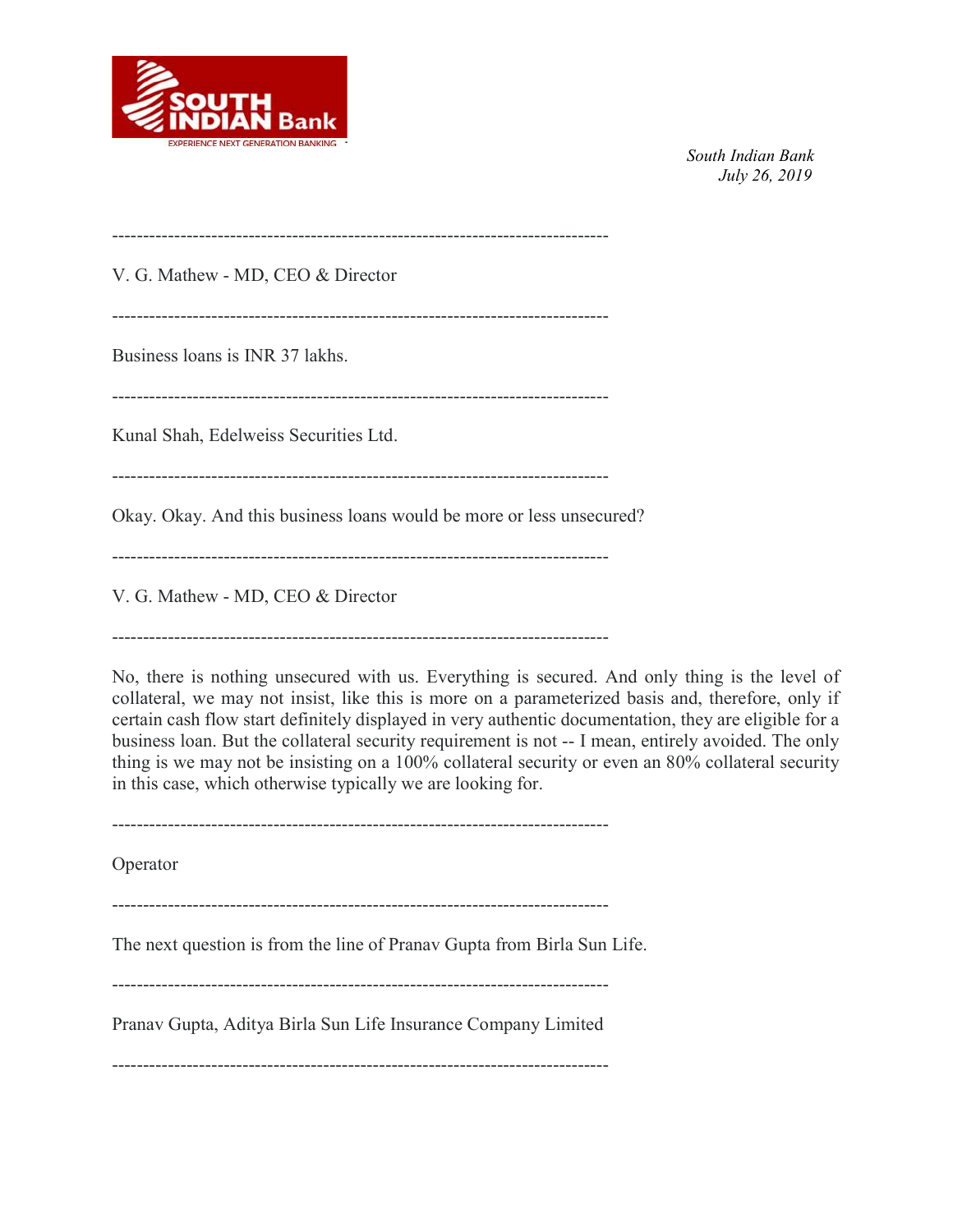---

V. G. Mathew - MD, CEO & Director

---

Business loans is INR 37 lakhs.

---

Kunal Shah, Edelweiss Securities Ltd.

---

Okay. Okay. And this business loans would be more or less unsecured?

---

V. G. Mathew - MD, CEO & Director

---

No, there is nothing unsecured with us. Everything is secured. And only thing is the level of collateral, we may not insist, like this is more on a parameterized basis and, therefore, only if certain cash flow start definitely displayed in very authentic documentation, they are eligible for a business loan. But the collateral security requirement is not -- I mean, entirely avoided. The only thing is we may not be insisting on a 100% collateral security or even an 80% collateral security in this case, which otherwise typically we are looking for.

---

Operator

---

The next question is from the line of Pranav Gupta from Birla Sun Life.

---

Pranav Gupta, Aditya Birla Sun Life Insurance Company Limited

---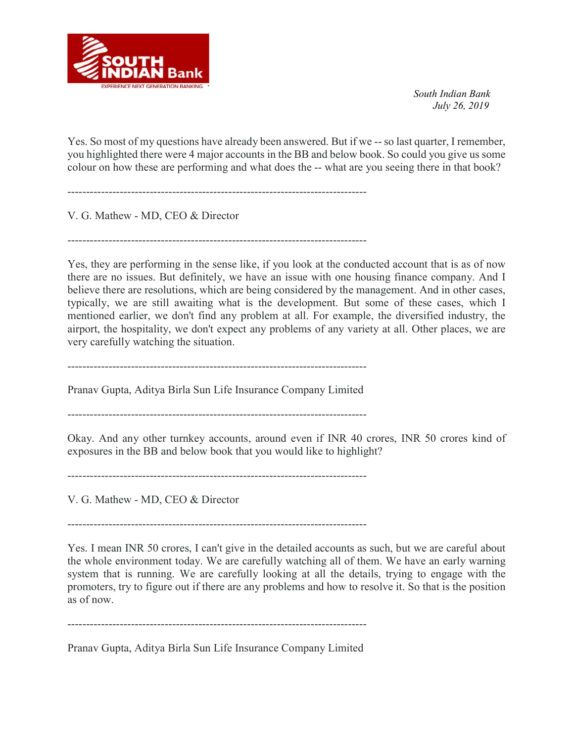Yes. So most of my questions have already been answered. But if we -- so last quarter, I remember, you highlighted there were 4 major accounts in the BB and below book. So could you give us some colour on how these are performing and what does the -- what are you seeing there in that book?

--------------------------------------------------------------------------------

V. G. Mathew - MD, CEO & Director

--------------------------------------------------------------------------------

Yes, they are performing in the sense like, if you look at the conducted account that is as of now there are no issues. But definitely, we have an issue with one housing finance company. And I believe there are resolutions, which are being considered by the management. And in other cases, typically, we are still awaiting what is the development. But some of these cases, which I mentioned earlier, we don't find any problem at all. For example, the diversified industry, the airport, the hospitality, we don't expect any problems of any variety at all. Other places, we are very carefully watching the situation.

--------------------------------------------------------------------------------

Pranav Gupta, Aditya Birla Sun Life Insurance Company Limited

--------------------------------------------------------------------------------

Okay. And any other turnkey accounts, around even if INR 40 crores, INR 50 crores kind of exposures in the BB and below book that you would like to highlight?

--------------------------------------------------------------------------------

V. G. Mathew - MD, CEO & Director

--------------------------------------------------------------------------------

Yes. I mean INR 50 crores, I can't give in the detailed accounts as such, but we are careful about the whole environment today. We are carefully watching all of them. We have an early warning system that is running. We are carefully looking at all the details, trying to engage with the promoters, try to figure out if there are any problems and how to resolve it. So that is the position as of now.

--------------------------------------------------------------------------------

Pranav Gupta, Aditya Birla Sun Life Insurance Company Limited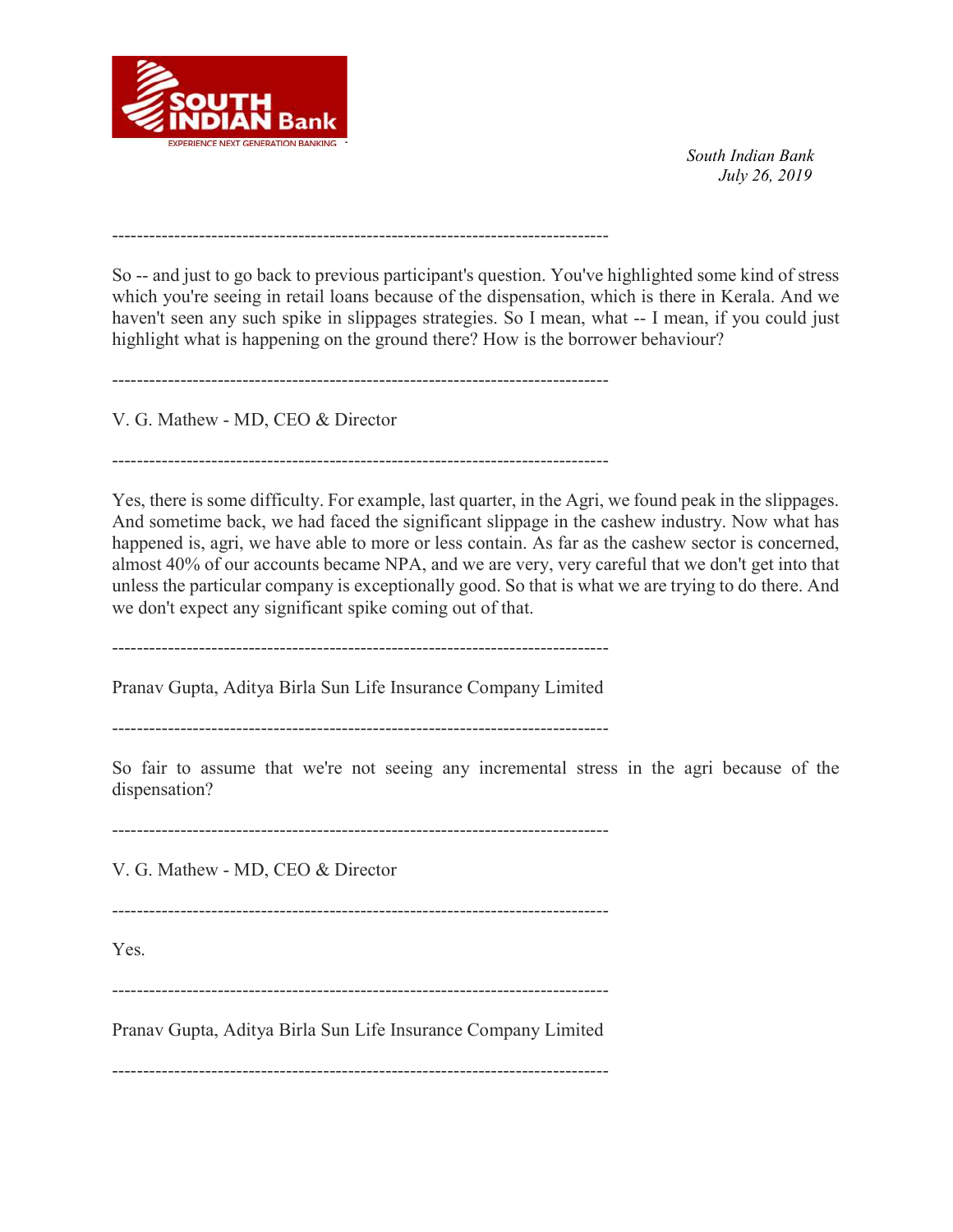--------------------------------------------------------------------------------

So -- and just to go back to previous participant's question. You've highlighted some kind of stress which you're seeing in retail loans because of the dispensation, which is there in Kerala. And we haven't seen any such spike in slippages strategies. So I mean, what -- I mean, if you could just highlight what is happening on the ground there? How is the borrower behaviour?

--------------------------------------------------------------------------------

V. G. Mathew - MD, CEO & Director

--------------------------------------------------------------------------------

Yes, there is some difficulty. For example, last quarter, in the Agri, we found peak in the slippages. And sometime back, we had faced the significant slippage in the cashew industry. Now what has happened is, agri, we have able to more or less contain. As far as the cashew sector is concerned, almost 40% of our accounts became NPA, and we are very, very careful that we don't get into that unless the particular company is exceptionally good. So that is what we are trying to do there. And we don't expect any significant spike coming out of that.

--------------------------------------------------------------------------------

Pranav Gupta, Aditya Birla Sun Life Insurance Company Limited

--------------------------------------------------------------------------------

So fair to assume that we're not seeing any incremental stress in the agri because of the dispensation?

--------------------------------------------------------------------------------

V. G. Mathew - MD, CEO & Director

--------------------------------------------------------------------------------

Yes.

--------------------------------------------------------------------------------

Pranav Gupta, Aditya Birla Sun Life Insurance Company Limited

--------------------------------------------------------------------------------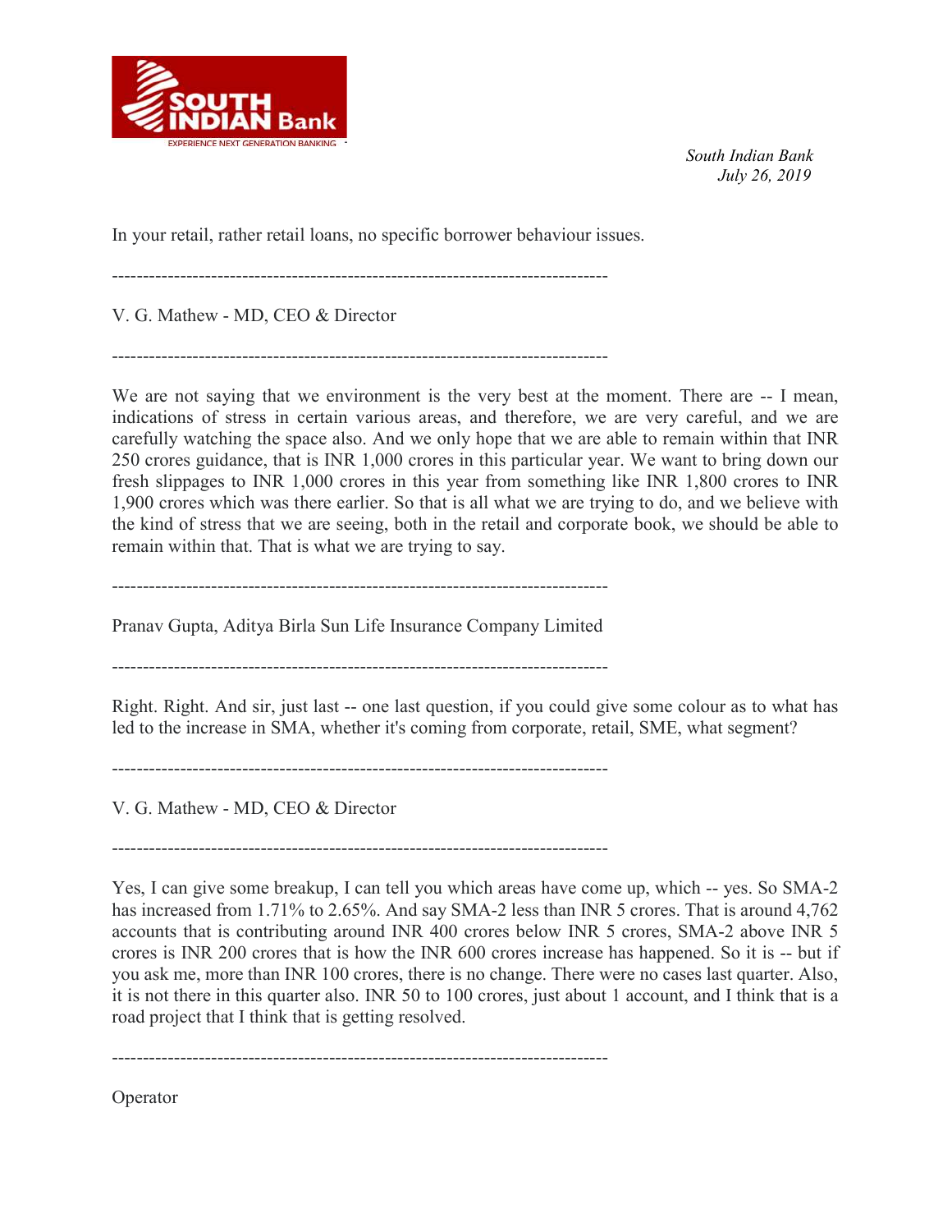In your retail, rather retail loans, no specific borrower behaviour issues.

--------------------------------------------------------------------------------

V. G. Mathew - MD, CEO & Director

--------------------------------------------------------------------------------

We are not saying that we environment is the very best at the moment. There are -- I mean, indications of stress in certain various areas, and therefore, we are very careful, and we are carefully watching the space also. And we only hope that we are able to remain within that INR 250 crores guidance, that is INR 1,000 crores in this particular year. We want to bring down our fresh slippages to INR 1,000 crores in this year from something like INR 1,800 crores to INR 1,900 crores which was there earlier. So that is all what we are trying to do, and we believe with the kind of stress that we are seeing, both in the retail and corporate book, we should be able to remain within that. That is what we are trying to say.

--------------------------------------------------------------------------------

Pranav Gupta, Aditya Birla Sun Life Insurance Company Limited

--------------------------------------------------------------------------------

Right. Right. And sir, just last -- one last question, if you could give some colour as to what has led to the increase in SMA, whether it's coming from corporate, retail, SME, what segment?

--------------------------------------------------------------------------------

V. G. Mathew - MD, CEO & Director

--------------------------------------------------------------------------------

Yes, I can give some breakup, I can tell you which areas have come up, which -- yes. So SMA-2 has increased from 1.71% to 2.65%. And say SMA-2 less than INR 5 crores. That is around 4,762 accounts that is contributing around INR 400 crores below INR 5 crores, SMA-2 above INR 5 crores is INR 200 crores that is how the INR 600 crores increase has happened. So it is -- but if you ask me, more than INR 100 crores, there is no change. There were no cases last quarter. Also, it is not there in this quarter also. INR 50 to 100 crores, just about 1 account, and I think that is a road project that I think that is getting resolved.

--------------------------------------------------------------------------------

Operator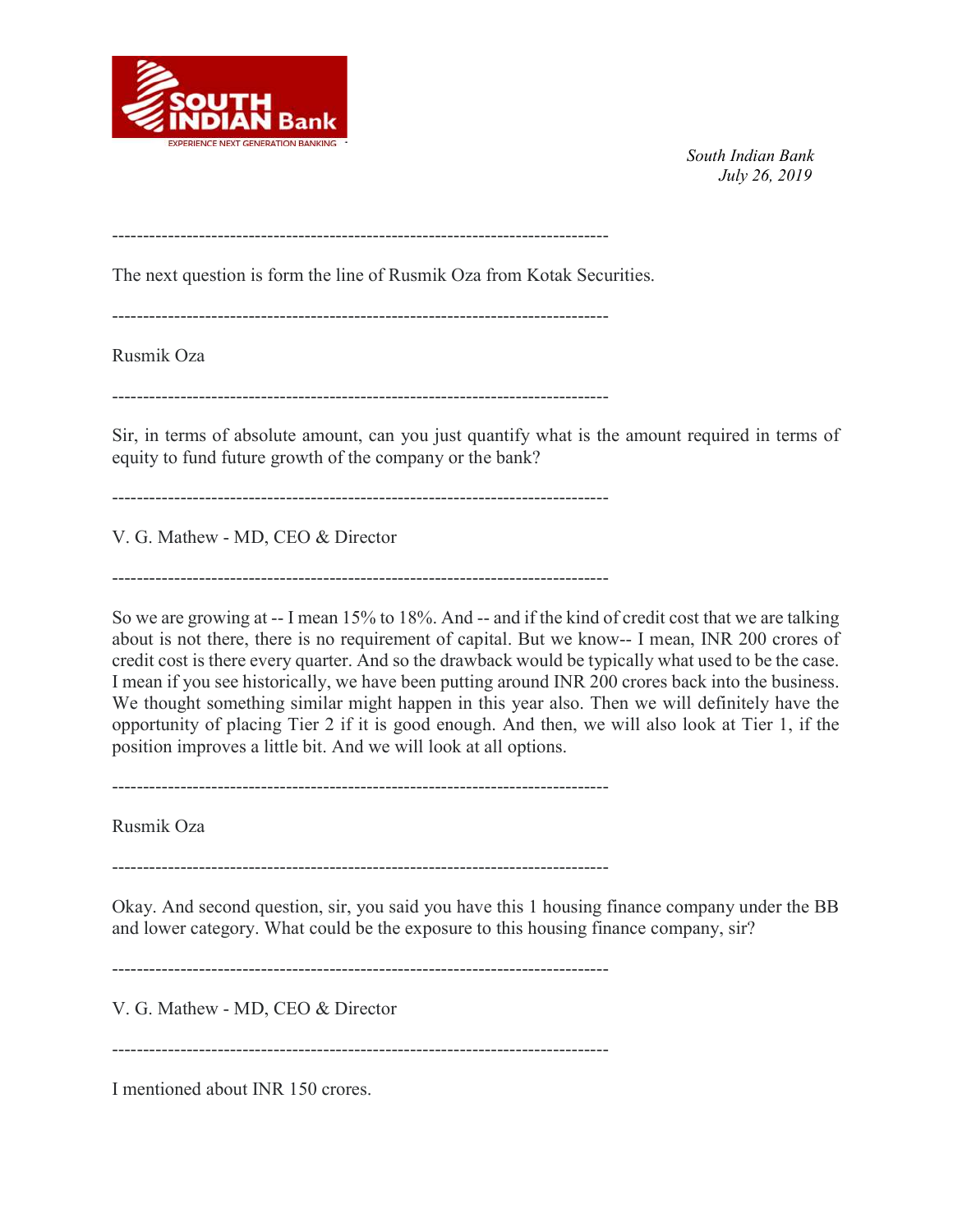--------------------------------------------------------------------------------

The next question is form the line of Rusmik Oza from Kotak Securities.

--------------------------------------------------------------------------------

Rusmik Oza

--------------------------------------------------------------------------------

Sir, in terms of absolute amount, can you just quantify what is the amount required in terms of equity to fund future growth of the company or the bank?

--------------------------------------------------------------------------------

V. G. Mathew - MD, CEO & Director

--------------------------------------------------------------------------------

So we are growing at -- I mean 15% to 18%. And -- and if the kind of credit cost that we are talking about is not there, there is no requirement of capital. But we know-- I mean, INR 200 crores of credit cost is there every quarter. And so the drawback would be typically what used to be the case. I mean if you see historically, we have been putting around INR 200 crores back into the business. We thought something similar might happen in this year also. Then we will definitely have the opportunity of placing Tier 2 if it is good enough. And then, we will also look at Tier 1, if the position improves a little bit. And we will look at all options.

--------------------------------------------------------------------------------

Rusmik Oza

--------------------------------------------------------------------------------

Okay. And second question, sir, you said you have this 1 housing finance company under the BB and lower category. What could be the exposure to this housing finance company, sir?

--------------------------------------------------------------------------------

V. G. Mathew - MD, CEO & Director

--------------------------------------------------------------------------------

I mentioned about INR 150 crores.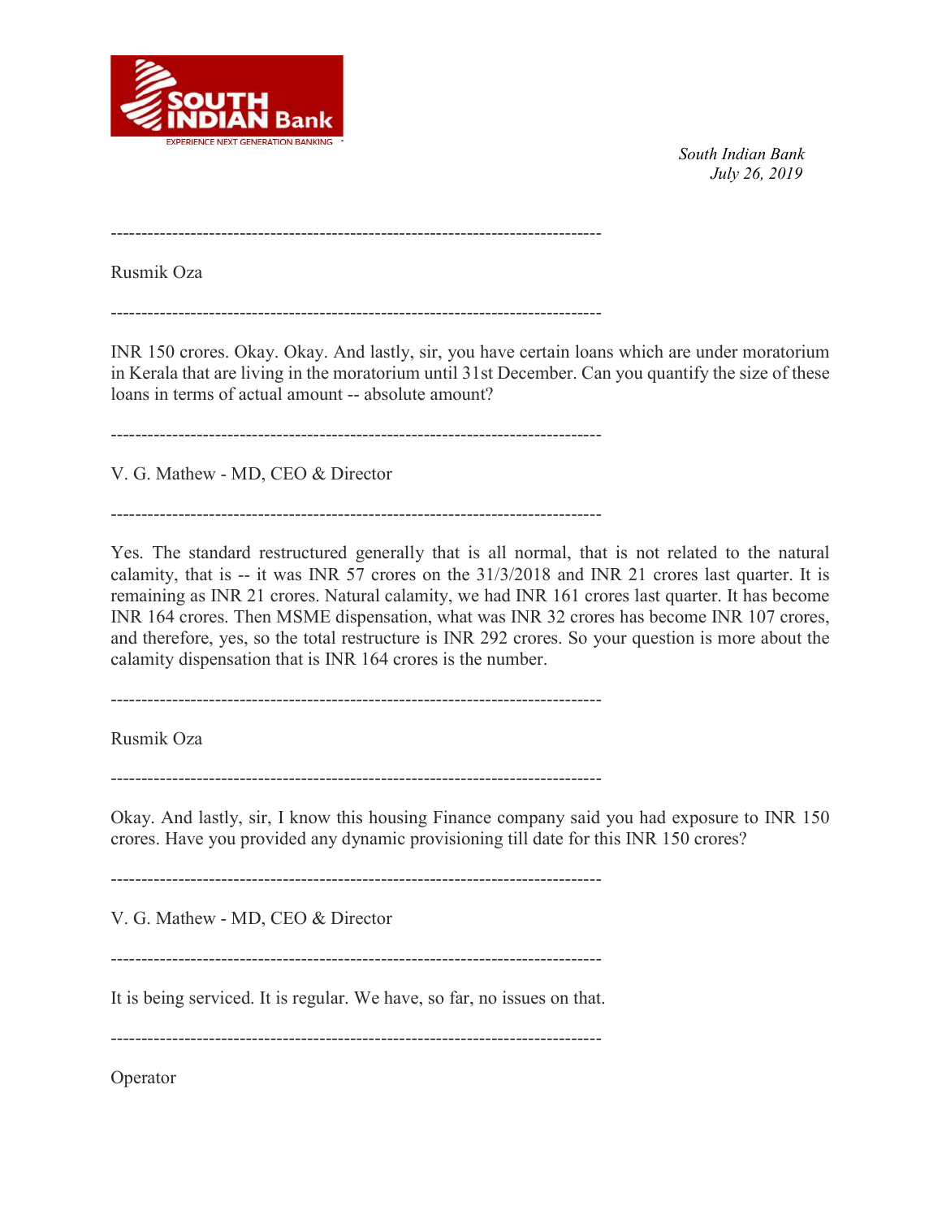--------------------------------------------------------------------------------

Rusmik Oza

--------------------------------------------------------------------------------

INR 150 crores. Okay. Okay. And lastly, sir, you have certain loans which are under moratorium in Kerala that are living in the moratorium until 31st December. Can you quantify the size of these loans in terms of actual amount -- absolute amount?

--------------------------------------------------------------------------------

V. G. Mathew - MD, CEO & Director

--------------------------------------------------------------------------------

Yes. The standard restructured generally that is all normal, that is not related to the natural calamity, that is -- it was INR 57 crores on the 31/3/2018 and INR 21 crores last quarter. It is remaining as INR 21 crores. Natural calamity, we had INR 161 crores last quarter. It has become INR 164 crores. Then MSME dispensation, what was INR 32 crores has become INR 107 crores, and therefore, yes, so the total restructure is INR 292 crores. So your question is more about the calamity dispensation that is INR 164 crores is the number.

--------------------------------------------------------------------------------

Rusmik Oza

--------------------------------------------------------------------------------

Okay. And lastly, sir, I know this housing Finance company said you had exposure to INR 150 crores. Have you provided any dynamic provisioning till date for this INR 150 crores?

--------------------------------------------------------------------------------

V. G. Mathew - MD, CEO & Director

--------------------------------------------------------------------------------

It is being serviced. It is regular. We have, so far, no issues on that.

--------------------------------------------------------------------------------

Operator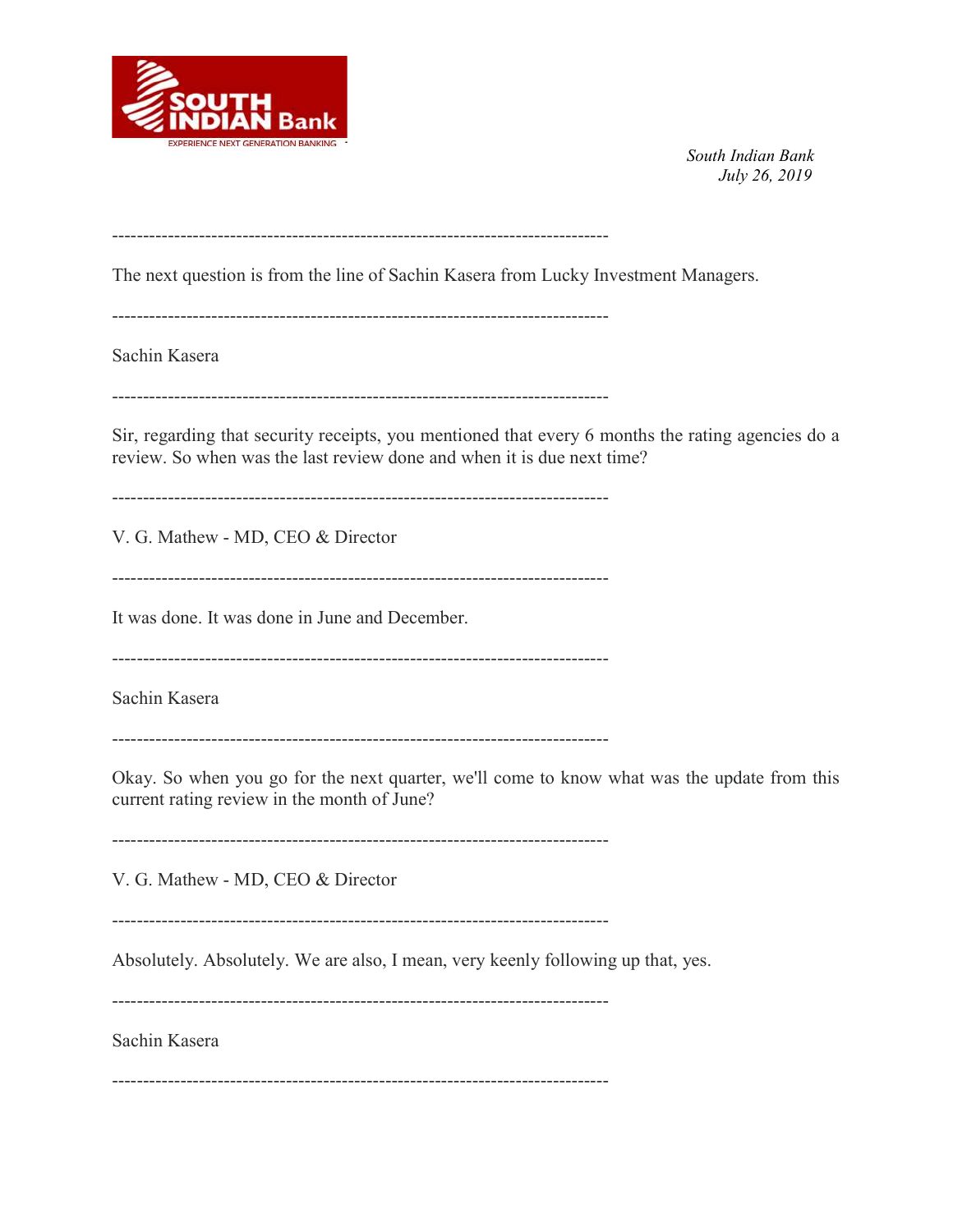--------------------------------------------------------------------------------

The next question is from the line of Sachin Kasera from Lucky Investment Managers.

--------------------------------------------------------------------------------

Sachin Kasera

--------------------------------------------------------------------------------

Sir, regarding that security receipts, you mentioned that every 6 months the rating agencies do a review. So when was the last review done and when it is due next time?

--------------------------------------------------------------------------------

V. G. Mathew - MD, CEO & Director

--------------------------------------------------------------------------------

It was done. It was done in June and December.

--------------------------------------------------------------------------------

Sachin Kasera

--------------------------------------------------------------------------------

Okay. So when you go for the next quarter, we'll come to know what was the update from this current rating review in the month of June?

--------------------------------------------------------------------------------

V. G. Mathew - MD, CEO & Director

--------------------------------------------------------------------------------

Absolutely. Absolutely. We are also, I mean, very keenly following up that, yes.

--------------------------------------------------------------------------------

Sachin Kasera

--------------------------------------------------------------------------------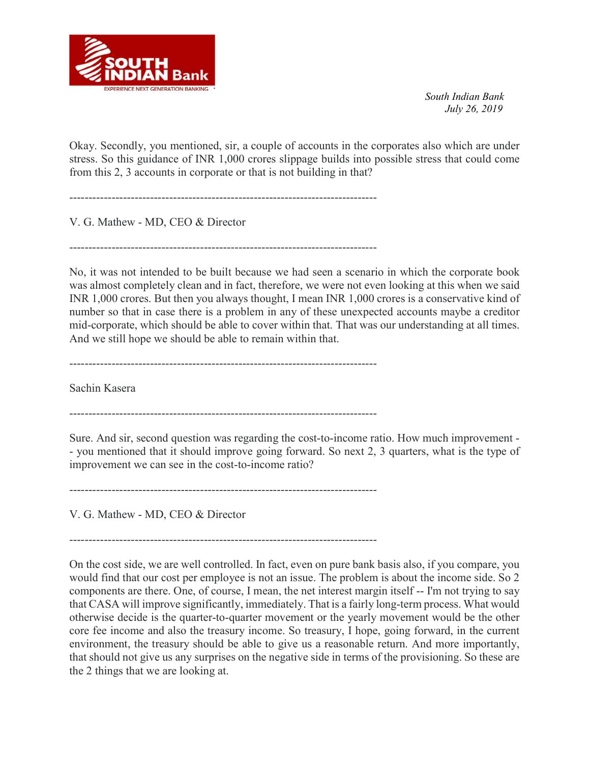Okay. Secondly, you mentioned, sir, a couple of accounts in the corporates also which are under stress. So this guidance of INR 1,000 crores slippage builds into possible stress that could come from this 2, 3 accounts in corporate or that is not building in that?

--------------------------------------------------------------------------------

V. G. Mathew - MD, CEO & Director

--------------------------------------------------------------------------------

No, it was not intended to be built because we had seen a scenario in which the corporate book was almost completely clean and in fact, therefore, we were not even looking at this when we said INR 1,000 crores. But then you always thought, I mean INR 1,000 crores is a conservative kind of number so that in case there is a problem in any of these unexpected accounts maybe a creditor mid-corporate, which should be able to cover within that. That was our understanding at all times. And we still hope we should be able to remain within that.

--------------------------------------------------------------------------------

Sachin Kasera

--------------------------------------------------------------------------------

Sure. And sir, second question was regarding the cost-to-income ratio. How much improvement -- you mentioned that it should improve going forward. So next 2, 3 quarters, what is the type of improvement we can see in the cost-to-income ratio?

--------------------------------------------------------------------------------

V. G. Mathew - MD, CEO & Director

--------------------------------------------------------------------------------

On the cost side, we are well controlled. In fact, even on pure bank basis also, if you compare, you would find that our cost per employee is not an issue. The problem is about the income side. So 2 components are there. One, of course, I mean, the net interest margin itself -- I'm not trying to say that CASA will improve significantly, immediately. That is a fairly long-term process. What would otherwise decide is the quarter-to-quarter movement or the yearly movement would be the other core fee income and also the treasury income. So treasury, I hope, going forward, in the current environment, the treasury should be able to give us a reasonable return. And more importantly, that should not give us any surprises on the negative side in terms of the provisioning. So these are the 2 things that we are looking at.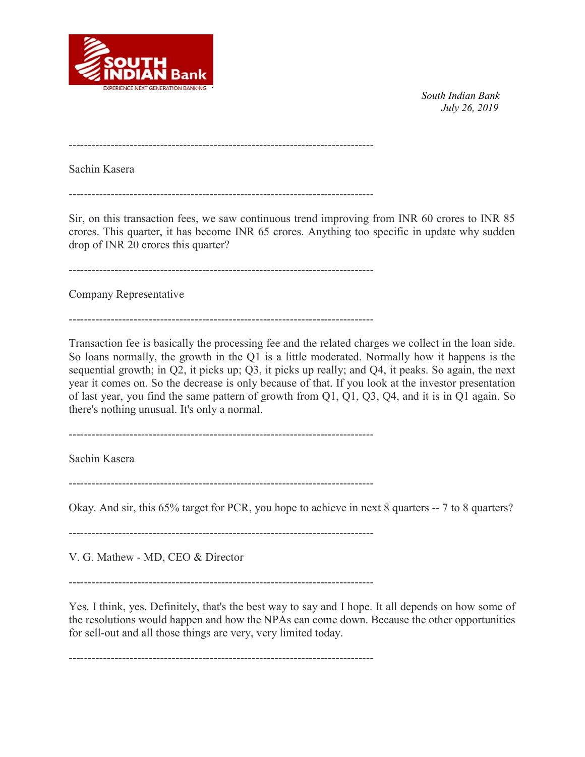--------------------------------------------------------------------------------

Sachin Kasera

--------------------------------------------------------------------------------

Sir, on this transaction fees, we saw continuous trend improving from INR 60 crores to INR 85 crores. This quarter, it has become INR 65 crores. Anything too specific in update why sudden drop of INR 20 crores this quarter?

--------------------------------------------------------------------------------

Company Representative

--------------------------------------------------------------------------------

Transaction fee is basically the processing fee and the related charges we collect in the loan side. So loans normally, the growth in the Q1 is a little moderated. Normally how it happens is the sequential growth; in Q2, it picks up; Q3, it picks up really; and Q4, it peaks. So again, the next year it comes on. So the decrease is only because of that. If you look at the investor presentation of last year, you find the same pattern of growth from Q1, Q1, Q3, Q4, and it is in Q1 again. So there's nothing unusual. It's only a normal.

--------------------------------------------------------------------------------

Sachin Kasera

--------------------------------------------------------------------------------

Okay. And sir, this 65% target for PCR, you hope to achieve in next 8 quarters -- 7 to 8 quarters?

--------------------------------------------------------------------------------

V. G. Mathew - MD, CEO & Director

--------------------------------------------------------------------------------

Yes. I think, yes. Definitely, that's the best way to say and I hope. It all depends on how some of the resolutions would happen and how the NPAs can come down. Because the other opportunities for sell-out and all those things are very, very limited today.

--------------------------------------------------------------------------------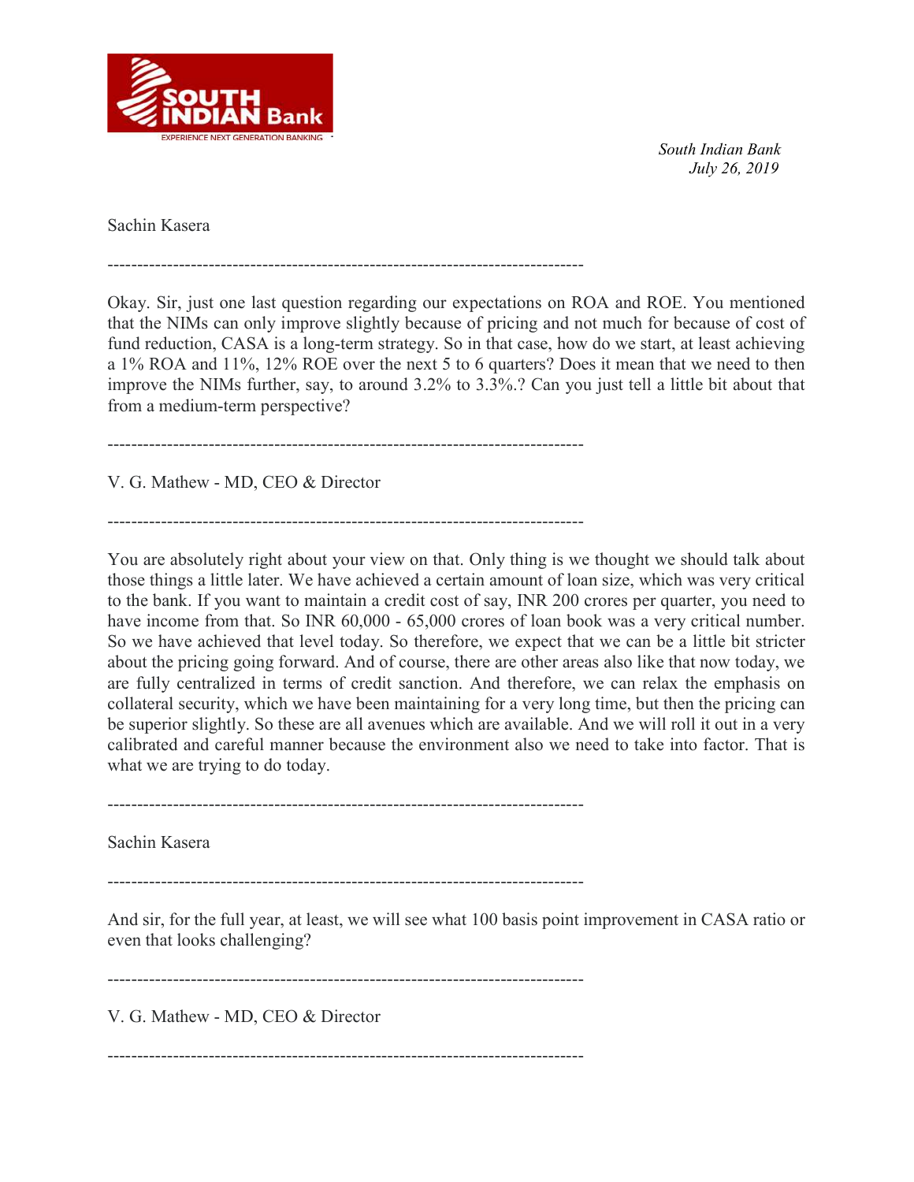Sachin Kasera

--------------------------------------------------------------------------------

Okay. Sir, just one last question regarding our expectations on ROA and ROE. You mentioned that the NIMs can only improve slightly because of pricing and not much for because of cost of fund reduction, CASA is a long-term strategy. So in that case, how do we start, at least achieving a 1% ROA and 11%, 12% ROE over the next 5 to 6 quarters? Does it mean that we need to then improve the NIMs further, say, to around 3.2% to 3.3%.? Can you just tell a little bit about that from a medium-term perspective?

--------------------------------------------------------------------------------

V. G. Mathew - MD, CEO & Director

--------------------------------------------------------------------------------

You are absolutely right about your view on that. Only thing is we thought we should talk about those things a little later. We have achieved a certain amount of loan size, which was very critical to the bank. If you want to maintain a credit cost of say, INR 200 crores per quarter, you need to have income from that. So INR 60,000 - 65,000 crores of loan book was a very critical number. So we have achieved that level today. So therefore, we expect that we can be a little bit stricter about the pricing going forward. And of course, there are other areas also like that now today, we are fully centralized in terms of credit sanction. And therefore, we can relax the emphasis on collateral security, which we have been maintaining for a very long time, but then the pricing can be superior slightly. So these are all avenues which are available. And we will roll it out in a very calibrated and careful manner because the environment also we need to take into factor. That is what we are trying to do today.

--------------------------------------------------------------------------------

Sachin Kasera

--------------------------------------------------------------------------------

And sir, for the full year, at least, we will see what 100 basis point improvement in CASA ratio or even that looks challenging?

--------------------------------------------------------------------------------

V. G. Mathew - MD, CEO & Director

--------------------------------------------------------------------------------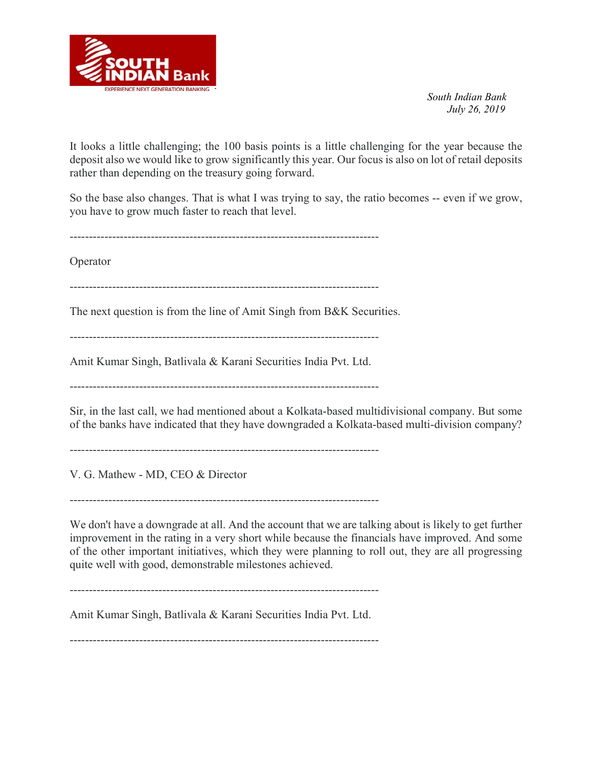It looks a little challenging; the 100 basis points is a little challenging for the year because the deposit also we would like to grow significantly this year. Our focus is also on lot of retail deposits rather than depending on the treasury going forward.

So the base also changes. That is what I was trying to say, the ratio becomes -- even if we grow, you have to grow much faster to reach that level.

--------------------------------------------------------------------------------

Operator

--------------------------------------------------------------------------------

The next question is from the line of Amit Singh from B&K Securities.

--------------------------------------------------------------------------------

Amit Kumar Singh, Batlivala & Karani Securities India Pvt. Ltd.

--------------------------------------------------------------------------------

Sir, in the last call, we had mentioned about a Kolkata-based multidivisional company. But some of the banks have indicated that they have downgraded a Kolkata-based multi-division company?

--------------------------------------------------------------------------------

V. G. Mathew - MD, CEO & Director

--------------------------------------------------------------------------------

We don't have a downgrade at all. And the account that we are talking about is likely to get further improvement in the rating in a very short while because the financials have improved. And some of the other important initiatives, which they were planning to roll out, they are all progressing quite well with good, demonstrable milestones achieved.

--------------------------------------------------------------------------------

Amit Kumar Singh, Batlivala & Karani Securities India Pvt. Ltd.

--------------------------------------------------------------------------------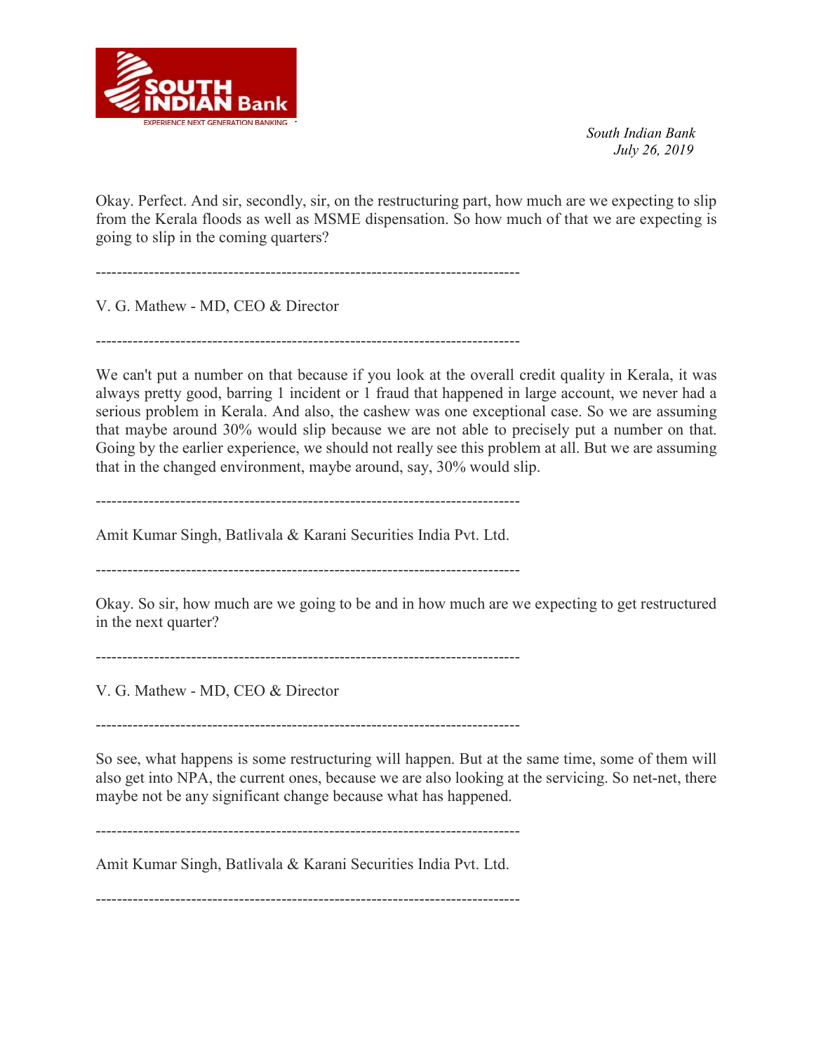Okay. Perfect. And sir, secondly, sir, on the restructuring part, how much are we expecting to slip from the Kerala floods as well as MSME dispensation. So how much of that we are expecting is going to slip in the coming quarters?

--------------------------------------------------------------------------------

V. G. Mathew - MD, CEO & Director

--------------------------------------------------------------------------------

We can't put a number on that because if you look at the overall credit quality in Kerala, it was always pretty good, barring 1 incident or 1 fraud that happened in large account, we never had a serious problem in Kerala. And also, the cashew was one exceptional case. So we are assuming that maybe around 30% would slip because we are not able to precisely put a number on that. Going by the earlier experience, we should not really see this problem at all. But we are assuming that in the changed environment, maybe around, say, 30% would slip.

--------------------------------------------------------------------------------

Amit Kumar Singh, Batlivala & Karani Securities India Pvt. Ltd.

--------------------------------------------------------------------------------

Okay. So sir, how much are we going to be and in how much are we expecting to get restructured in the next quarter?

--------------------------------------------------------------------------------

V. G. Mathew - MD, CEO & Director

--------------------------------------------------------------------------------

So see, what happens is some restructuring will happen. But at the same time, some of them will also get into NPA, the current ones, because we are also looking at the servicing. So net-net, there maybe not be any significant change because what has happened.

--------------------------------------------------------------------------------

Amit Kumar Singh, Batlivala & Karani Securities India Pvt. Ltd.

--------------------------------------------------------------------------------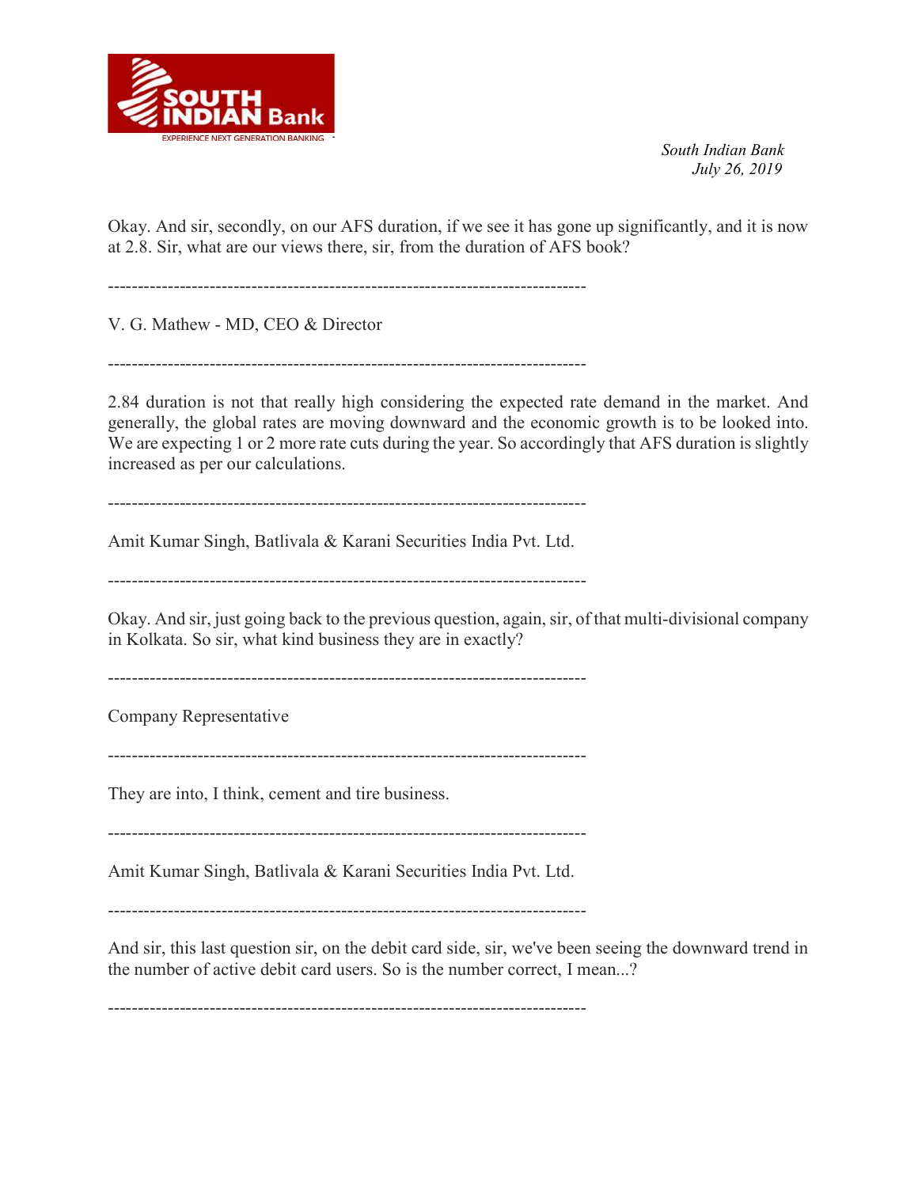Okay. And sir, secondly, on our AFS duration, if we see it has gone up significantly, and it is now at 2.8. Sir, what are our views there, sir, from the duration of AFS book?

--------------------------------------------------------------------------------

V. G. Mathew - MD, CEO & Director

--------------------------------------------------------------------------------

2.84 duration is not that really high considering the expected rate demand in the market. And generally, the global rates are moving downward and the economic growth is to be looked into. We are expecting 1 or 2 more rate cuts during the year. So accordingly that AFS duration is slightly increased as per our calculations.

--------------------------------------------------------------------------------

Amit Kumar Singh, Batlivala & Karani Securities India Pvt. Ltd.

--------------------------------------------------------------------------------

Okay. And sir, just going back to the previous question, again, sir, of that multi-divisional company in Kolkata. So sir, what kind business they are in exactly?

--------------------------------------------------------------------------------

Company Representative

--------------------------------------------------------------------------------

They are into, I think, cement and tire business.

--------------------------------------------------------------------------------

Amit Kumar Singh, Batlivala & Karani Securities India Pvt. Ltd.

--------------------------------------------------------------------------------

And sir, this last question sir, on the debit card side, sir, we've been seeing the downward trend in the number of active debit card users. So is the number correct, I mean...?

--------------------------------------------------------------------------------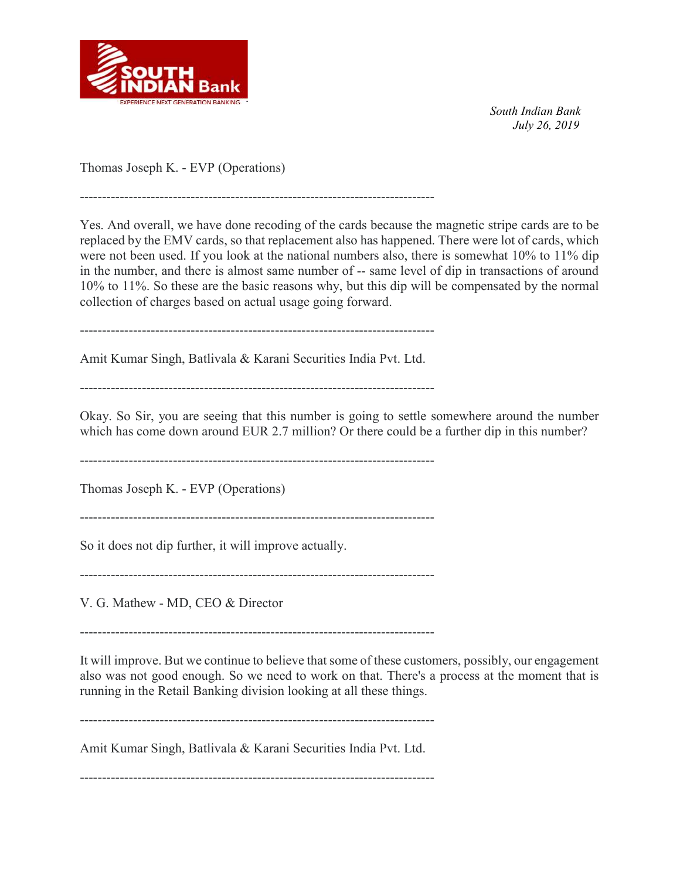Thomas Joseph K. - EVP (Operations)

--------------------------------------------------------------------------------

Yes. And overall, we have done recoding of the cards because the magnetic stripe cards are to be replaced by the EMV cards, so that replacement also has happened. There were lot of cards, which were not been used. If you look at the national numbers also, there is somewhat 10% to 11% dip in the number, and there is almost same number of -- same level of dip in transactions of around 10% to 11%. So these are the basic reasons why, but this dip will be compensated by the normal collection of charges based on actual usage going forward.

--------------------------------------------------------------------------------

Amit Kumar Singh, Batlivala & Karani Securities India Pvt. Ltd.

--------------------------------------------------------------------------------

Okay. So Sir, you are seeing that this number is going to settle somewhere around the number which has come down around EUR 2.7 million? Or there could be a further dip in this number?

--------------------------------------------------------------------------------

Thomas Joseph K. - EVP (Operations)

--------------------------------------------------------------------------------

So it does not dip further, it will improve actually.

--------------------------------------------------------------------------------

V. G. Mathew - MD, CEO & Director

--------------------------------------------------------------------------------

It will improve. But we continue to believe that some of these customers, possibly, our engagement also was not good enough. So we need to work on that. There's a process at the moment that is running in the Retail Banking division looking at all these things.

--------------------------------------------------------------------------------

Amit Kumar Singh, Batlivala & Karani Securities India Pvt. Ltd.

--------------------------------------------------------------------------------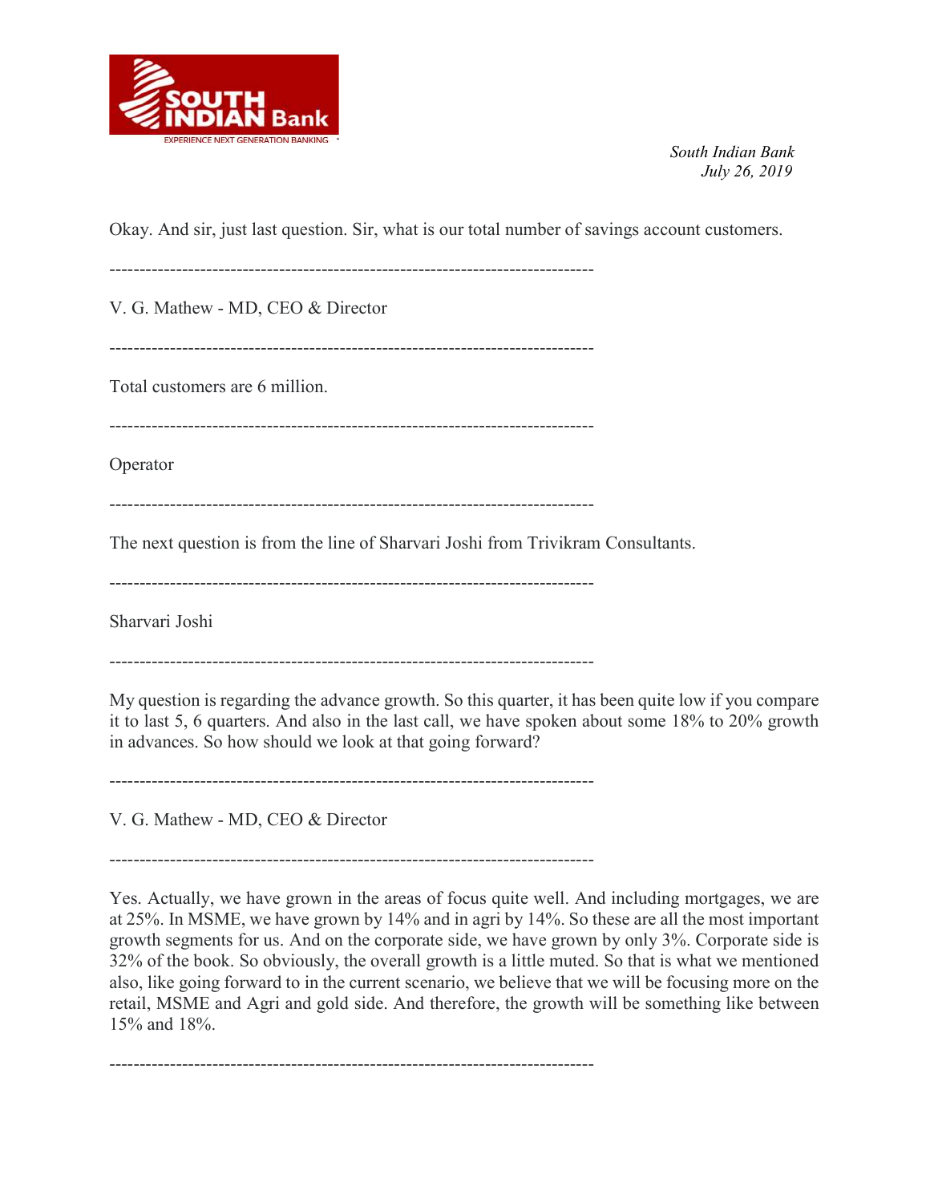Okay. And sir, just last question. Sir, what is our total number of savings account customers.

--------------------------------------------------------------------------------

V. G. Mathew - MD, CEO & Director

--------------------------------------------------------------------------------

Total customers are 6 million.

--------------------------------------------------------------------------------

Operator

--------------------------------------------------------------------------------

The next question is from the line of Sharvari Joshi from Trivikram Consultants.

--------------------------------------------------------------------------------

Sharvari Joshi

--------------------------------------------------------------------------------

My question is regarding the advance growth. So this quarter, it has been quite low if you compare it to last 5, 6 quarters. And also in the last call, we have spoken about some 18% to 20% growth in advances. So how should we look at that going forward?

--------------------------------------------------------------------------------

V. G. Mathew - MD, CEO & Director

--------------------------------------------------------------------------------

Yes. Actually, we have grown in the areas of focus quite well. And including mortgages, we are at 25%. In MSME, we have grown by 14% and in agri by 14%. So these are all the most important growth segments for us. And on the corporate side, we have grown by only 3%. Corporate side is 32% of the book. So obviously, the overall growth is a little muted. So that is what we mentioned also, like going forward to in the current scenario, we believe that we will be focusing more on the retail, MSME and Agri and gold side. And therefore, the growth will be something like between 15% and 18%.

--------------------------------------------------------------------------------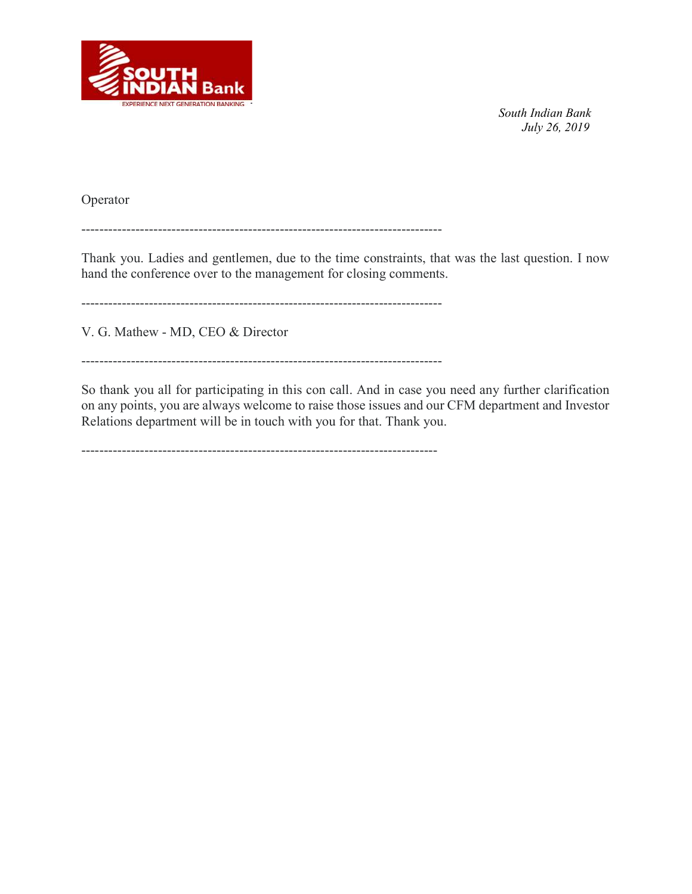Operator

--------------------------------------------------------------------------------

Thank you. Ladies and gentlemen, due to the time constraints, that was the last question. I now hand the conference over to the management for closing comments.

--------------------------------------------------------------------------------

V. G. Mathew - MD, CEO & Director

--------------------------------------------------------------------------------

So thank you all for participating in this con call. And in case you need any further clarification on any points, you are always welcome to raise those issues and our CFM department and Investor Relations department will be in touch with you for that. Thank you.

--------------------------------------------------------------------------------